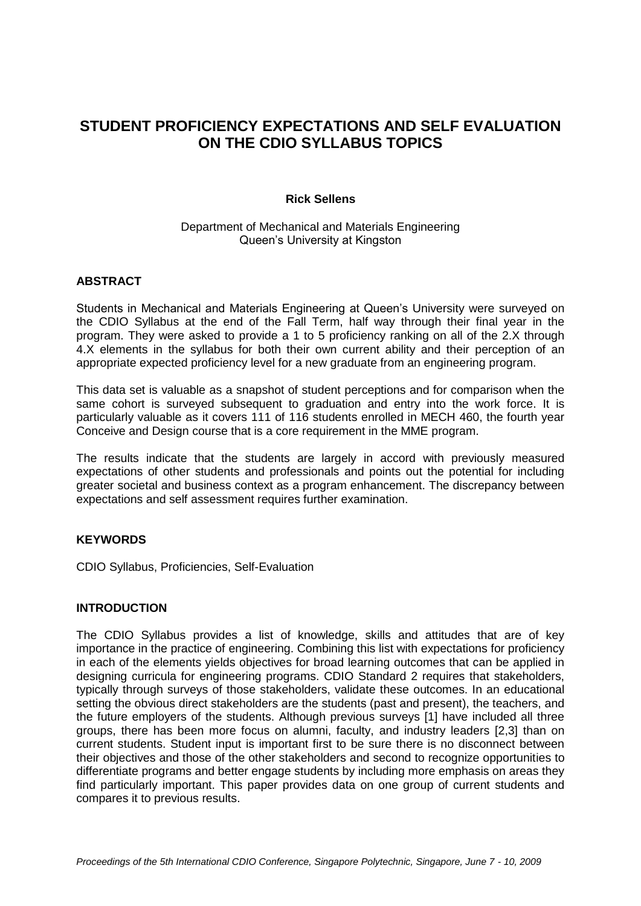# STUDENT PROFICIENCY EXPECTATIONS AND SELF EVALUATION ON THE CDIO SYLLABUS TOPICS

**Rick Sellens**

Department of Mechanical and Materials Engineering
Queen's University at Kingston

## ABSTRACT

Students in Mechanical and Materials Engineering at Queen's University were surveyed on the CDIO Syllabus at the end of the Fall Term, half way through their final year in the program. They were asked to provide a 1 to 5 proficiency ranking on all of the 2.X through 4.X elements in the syllabus for both their own current ability and their perception of an appropriate expected proficiency level for a new graduate from an engineering program.

This data set is valuable as a snapshot of student perceptions and for comparison when the same cohort is surveyed subsequent to graduation and entry into the work force. It is particularly valuable as it covers 111 of 116 students enrolled in MECH 460, the fourth year Conceive and Design course that is a core requirement in the MME program.

The results indicate that the students are largely in accord with previously measured expectations of other students and professionals and points out the potential for including greater societal and business context as a program enhancement. The discrepancy between expectations and self assessment requires further examination.

## KEYWORDS

CDIO Syllabus, Proficiencies, Self-Evaluation

## INTRODUCTION

The CDIO Syllabus provides a list of knowledge, skills and attitudes that are of key importance in the practice of engineering. Combining this list with expectations for proficiency in each of the elements yields objectives for broad learning outcomes that can be applied in designing curricula for engineering programs. CDIO Standard 2 requires that stakeholders, typically through surveys of those stakeholders, validate these outcomes. In an educational setting the obvious direct stakeholders are the students (past and present), the teachers, and the future employers of the students. Although previous surveys [1] have included all three groups, there has been more focus on alumni, faculty, and industry leaders [2,3] than on current students. Student input is important first to be sure there is no disconnect between their objectives and those of the other stakeholders and second to recognize opportunities to differentiate programs and better engage students by including more emphasis on areas they find particularly important. This paper provides data on one group of current students and compares it to previous results.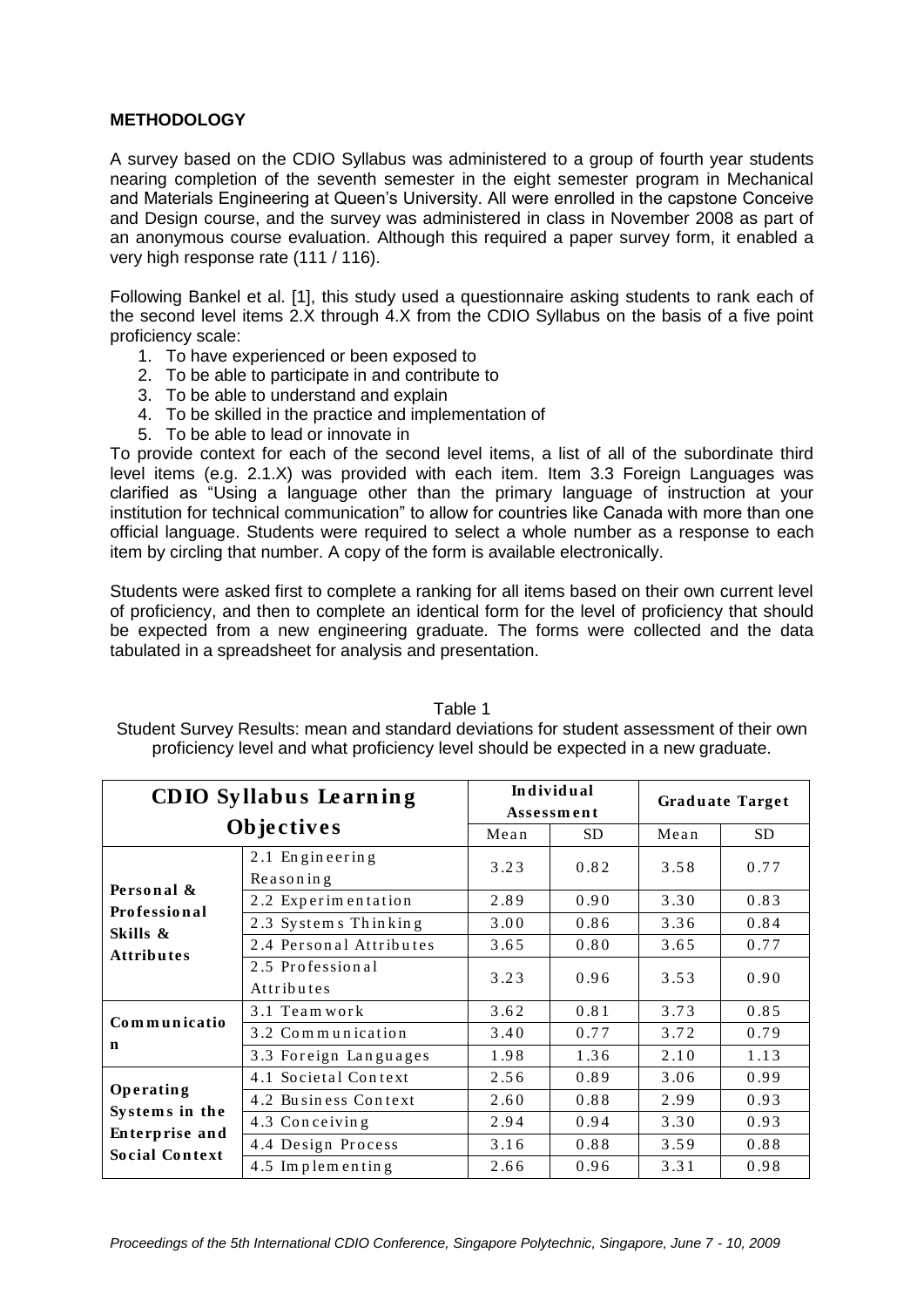## METHODOLOGY

A survey based on the CDIO Syllabus was administered to a group of fourth year students nearing completion of the seventh semester in the eight semester program in Mechanical and Materials Engineering at Queen's University. All were enrolled in the capstone Conceive and Design course, and the survey was administered in class in November 2008 as part of an anonymous course evaluation. Although this required a paper survey form, it enabled a very high response rate (111 / 116).

Following Bankel et al. [1], this study used a questionnaire asking students to rank each of the second level items 2.X through 4.X from the CDIO Syllabus on the basis of a five point proficiency scale:

1. To have experienced or been exposed to
2. To be able to participate in and contribute to
3. To be able to understand and explain
4. To be skilled in the practice and implementation of
5. To be able to lead or innovate in

To provide context for each of the second level items, a list of all of the subordinate third level items (e.g. 2.1.X) was provided with each item. Item 3.3 Foreign Languages was clarified as "Using a language other than the primary language of instruction at your institution for technical communication" to allow for countries like Canada with more than one official language. Students were required to select a whole number as a response to each item by circling that number. A copy of the form is available electronically.

Students were asked first to complete a ranking for all items based on their own current level of proficiency, and then to complete an identical form for the level of proficiency that should be expected from a new engineering graduate. The forms were collected and the data tabulated in a spreadsheet for analysis and presentation.

Table 1
Student Survey Results: mean and standard deviations for student assessment of their own proficiency level and what proficiency level should be expected in a new graduate.

| **CDIO Syllabus Learning Objectives** | | **Individual Assessment** | | **Graduate Target** | |
|---|---|---|---|---|---|
| | | Mean | SD | Mean | SD |
| **Personal & Professional Skills & Attributes** | 2.1 Engineering Reasoning | 3.23 | 0.82 | 3.58 | 0.77 |
| | 2.2 Experimentation | 2.89 | 0.90 | 3.30 | 0.83 |
| | 2.3 Systems Thinking | 3.00 | 0.86 | 3.36 | 0.84 |
| | 2.4 Personal Attributes | 3.65 | 0.80 | 3.65 | 0.77 |
| | 2.5 Professional Attributes | 3.23 | 0.96 | 3.53 | 0.90 |
| **Communication** | 3.1 Teamwork | 3.62 | 0.81 | 3.73 | 0.85 |
| | 3.2 Communication | 3.40 | 0.77 | 3.72 | 0.79 |
| | 3.3 Foreign Languages | 1.98 | 1.36 | 2.10 | 1.13 |
| **Operating Systems in the Enterprise and Social Context** | 4.1 Societal Context | 2.56 | 0.89 | 3.06 | 0.99 |
| | 4.2 Business Context | 2.60 | 0.88 | 2.99 | 0.93 |
| | 4.3 Conceiving | 2.94 | 0.94 | 3.30 | 0.93 |
| | 4.4 Design Process | 3.16 | 0.88 | 3.59 | 0.88 |
| | 4.5 Implementing | 2.66 | 0.96 | 3.31 | 0.98 |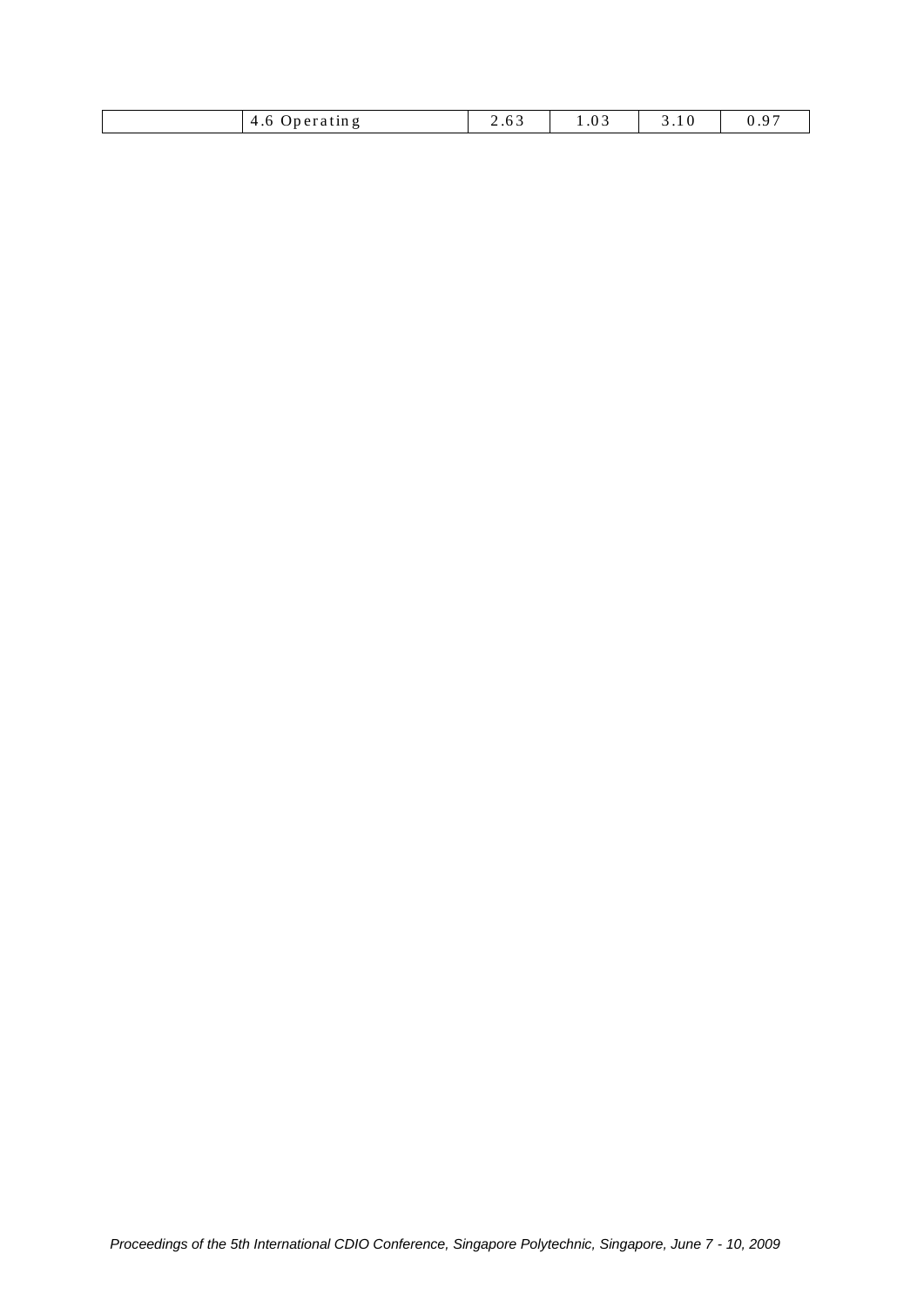| | 4.6 Operating | 2.63 | 1.03 | 3.10 | 0.97 |
|---|---|---|---|---|---|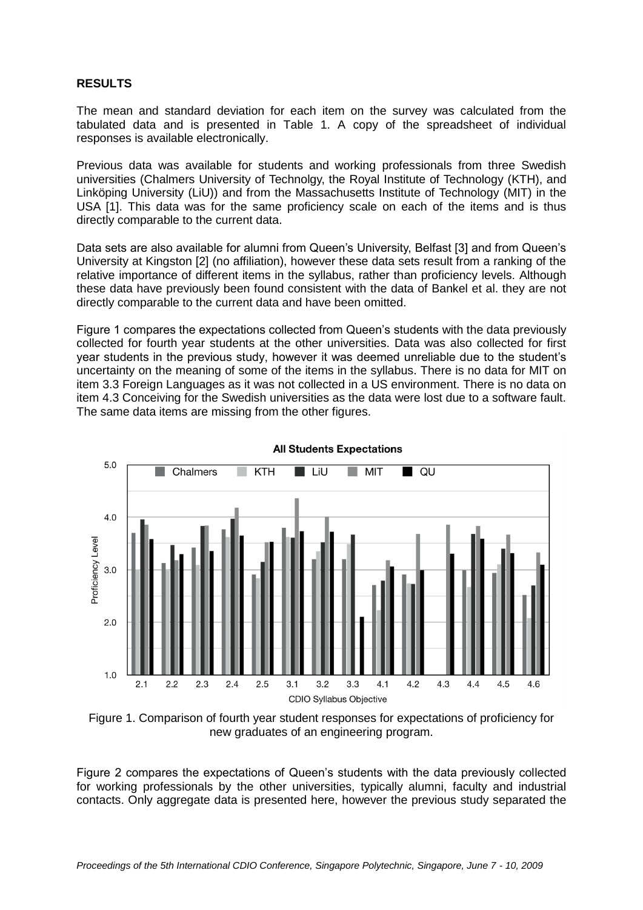**RESULTS**

The mean and standard deviation for each item on the survey was calculated from the tabulated data and is presented in Table 1. A copy of the spreadsheet of individual responses is available electronically.

Previous data was available for students and working professionals from three Swedish universities (Chalmers University of Technolgy, the Royal Institute of Technology (KTH), and Linköping University (LiU)) and from the Massachusetts Institute of Technology (MIT) in the USA [1]. This data was for the same proficiency scale on each of the items and is thus directly comparable to the current data.

Data sets are also available for alumni from Queen's University, Belfast [3] and from Queen's University at Kingston [2] (no affiliation), however these data sets result from a ranking of the relative importance of different items in the syllabus, rather than proficiency levels. Although these data have previously been found consistent with the data of Bankel et al. they are not directly comparable to the current data and have been omitted.

Figure 1 compares the expectations collected from Queen's students with the data previously collected for fourth year students at the other universities. Data was also collected for first year students in the previous study, however it was deemed unreliable due to the student's uncertainty on the meaning of some of the items in the syllabus. There is no data for MIT on item 3.3 Foreign Languages as it was not collected in a US environment. There is no data on item 4.3 Conceiving for the Swedish universities as the data were lost due to a software fault. The same data items are missing from the other figures.

Figure 1. Comparison of fourth year student responses for expectations of proficiency for new graduates of an engineering program.

Figure 2 compares the expectations of Queen's students with the data previously collected for working professionals by the other universities, typically alumni, faculty and industrial contacts. Only aggregate data is presented here, however the previous study separated the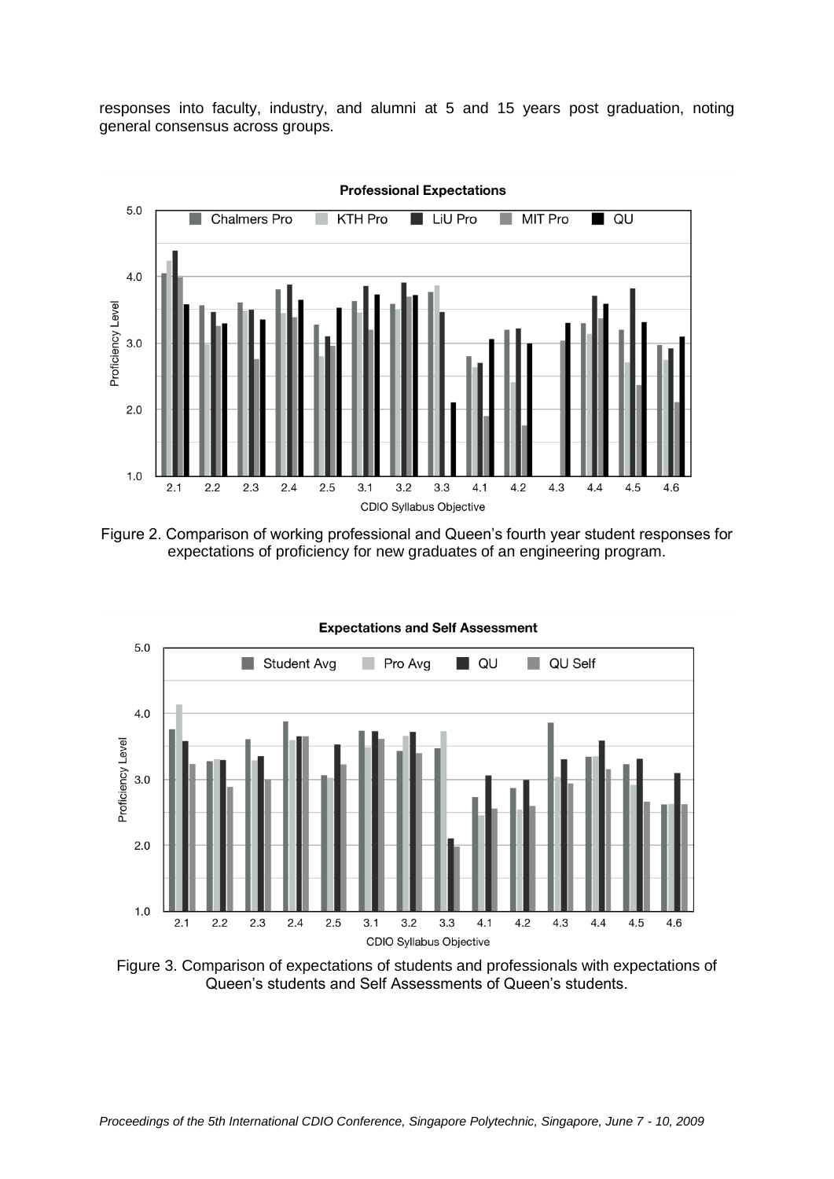responses into faculty, industry, and alumni at 5 and 15 years post graduation, noting general consensus across groups.

Figure 2. Comparison of working professional and Queen's fourth year student responses for expectations of proficiency for new graduates of an engineering program.

Figure 3. Comparison of expectations of students and professionals with expectations of Queen's students and Self Assessments of Queen's students.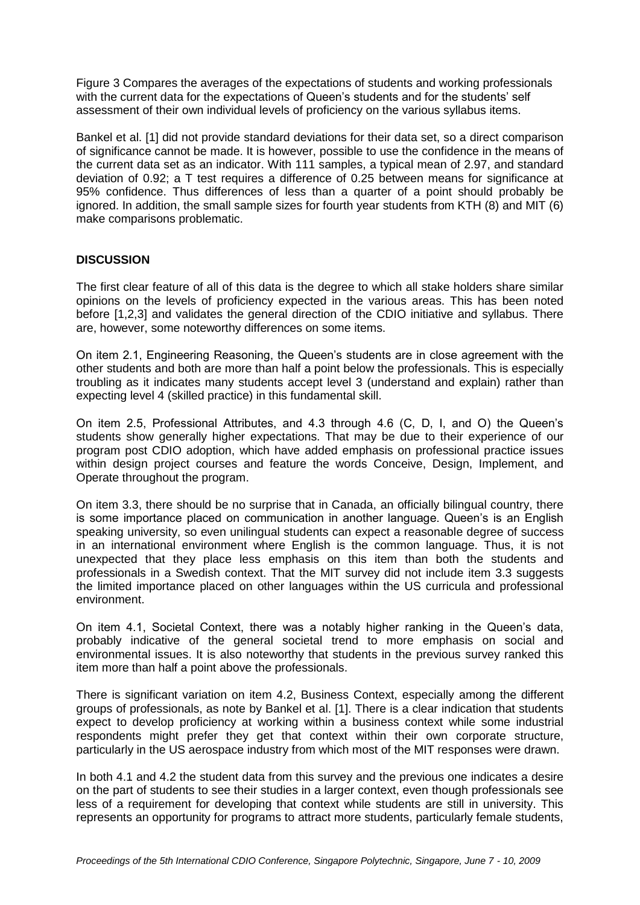Figure 3 Compares the averages of the expectations of students and working professionals with the current data for the expectations of Queen's students and for the students' self assessment of their own individual levels of proficiency on the various syllabus items.

Bankel et al. [1] did not provide standard deviations for their data set, so a direct comparison of significance cannot be made. It is however, possible to use the confidence in the means of the current data set as an indicator. With 111 samples, a typical mean of 2.97, and standard deviation of 0.92; a T test requires a difference of 0.25 between means for significance at 95% confidence. Thus differences of less than a quarter of a point should probably be ignored. In addition, the small sample sizes for fourth year students from KTH (8) and MIT (6) make comparisons problematic.

## DISCUSSION

The first clear feature of all of this data is the degree to which all stake holders share similar opinions on the levels of proficiency expected in the various areas. This has been noted before [1,2,3] and validates the general direction of the CDIO initiative and syllabus. There are, however, some noteworthy differences on some items.

On item 2.1, Engineering Reasoning, the Queen's students are in close agreement with the other students and both are more than half a point below the professionals. This is especially troubling as it indicates many students accept level 3 (understand and explain) rather than expecting level 4 (skilled practice) in this fundamental skill.

On item 2.5, Professional Attributes, and 4.3 through 4.6 (C, D, I, and O) the Queen's students show generally higher expectations. That may be due to their experience of our program post CDIO adoption, which have added emphasis on professional practice issues within design project courses and feature the words Conceive, Design, Implement, and Operate throughout the program.

On item 3.3, there should be no surprise that in Canada, an officially bilingual country, there is some importance placed on communication in another language. Queen's is an English speaking university, so even unilingual students can expect a reasonable degree of success in an international environment where English is the common language. Thus, it is not unexpected that they place less emphasis on this item than both the students and professionals in a Swedish context. That the MIT survey did not include item 3.3 suggests the limited importance placed on other languages within the US curricula and professional environment.

On item 4.1, Societal Context, there was a notably higher ranking in the Queen's data, probably indicative of the general societal trend to more emphasis on social and environmental issues. It is also noteworthy that students in the previous survey ranked this item more than half a point above the professionals.

There is significant variation on item 4.2, Business Context, especially among the different groups of professionals, as note by Bankel et al. [1]. There is a clear indication that students expect to develop proficiency at working within a business context while some industrial respondents might prefer they get that context within their own corporate structure, particularly in the US aerospace industry from which most of the MIT responses were drawn.

In both 4.1 and 4.2 the student data from this survey and the previous one indicates a desire on the part of students to see their studies in a larger context, even though professionals see less of a requirement for developing that context while students are still in university. This represents an opportunity for programs to attract more students, particularly female students,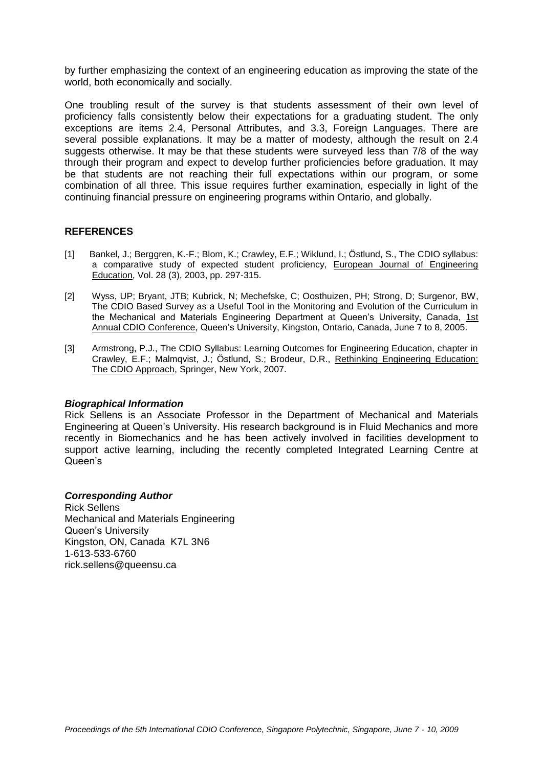by further emphasizing the context of an engineering education as improving the state of the world, both economically and socially.

One troubling result of the survey is that students assessment of their own level of proficiency falls consistently below their expectations for a graduating student. The only exceptions are items 2.4, Personal Attributes, and 3.3, Foreign Languages. There are several possible explanations. It may be a matter of modesty, although the result on 2.4 suggests otherwise. It may be that these students were surveyed less than 7/8 of the way through their program and expect to develop further proficiencies before graduation. It may be that students are not reaching their full expectations within our program, or some combination of all three. This issue requires further examination, especially in light of the continuing financial pressure on engineering programs within Ontario, and globally.

## REFERENCES

[1] Bankel, J.; Berggren, K.-F.; Blom, K.; Crawley, E.F.; Wiklund, I.; Östlund, S., The CDIO syllabus: a comparative study of expected student proficiency, European Journal of Engineering Education, Vol. 28 (3), 2003, pp. 297-315.

[2] Wyss, UP; Bryant, JTB; Kubrick, N; Mechefske, C; Oosthuizen, PH; Strong, D; Surgenor, BW, The CDIO Based Survey as a Useful Tool in the Monitoring and Evolution of the Curriculum in the Mechanical and Materials Engineering Department at Queen's University, Canada, 1st Annual CDIO Conference, Queen's University, Kingston, Ontario, Canada, June 7 to 8, 2005.

[3] Armstrong, P.J., The CDIO Syllabus: Learning Outcomes for Engineering Education, chapter in Crawley, E.F.; Malmqvist, J.; Östlund, S.; Brodeur, D.R., Rethinking Engineering Education: The CDIO Approach, Springer, New York, 2007.

### *Biographical Information*

Rick Sellens is an Associate Professor in the Department of Mechanical and Materials Engineering at Queen's University. His research background is in Fluid Mechanics and more recently in Biomechanics and he has been actively involved in facilities development to support active learning, including the recently completed Integrated Learning Centre at Queen's

### *Corresponding Author*

Rick Sellens
Mechanical and Materials Engineering
Queen's University
Kingston, ON, Canada K7L 3N6
1-613-533-6760
rick.sellens@queensu.ca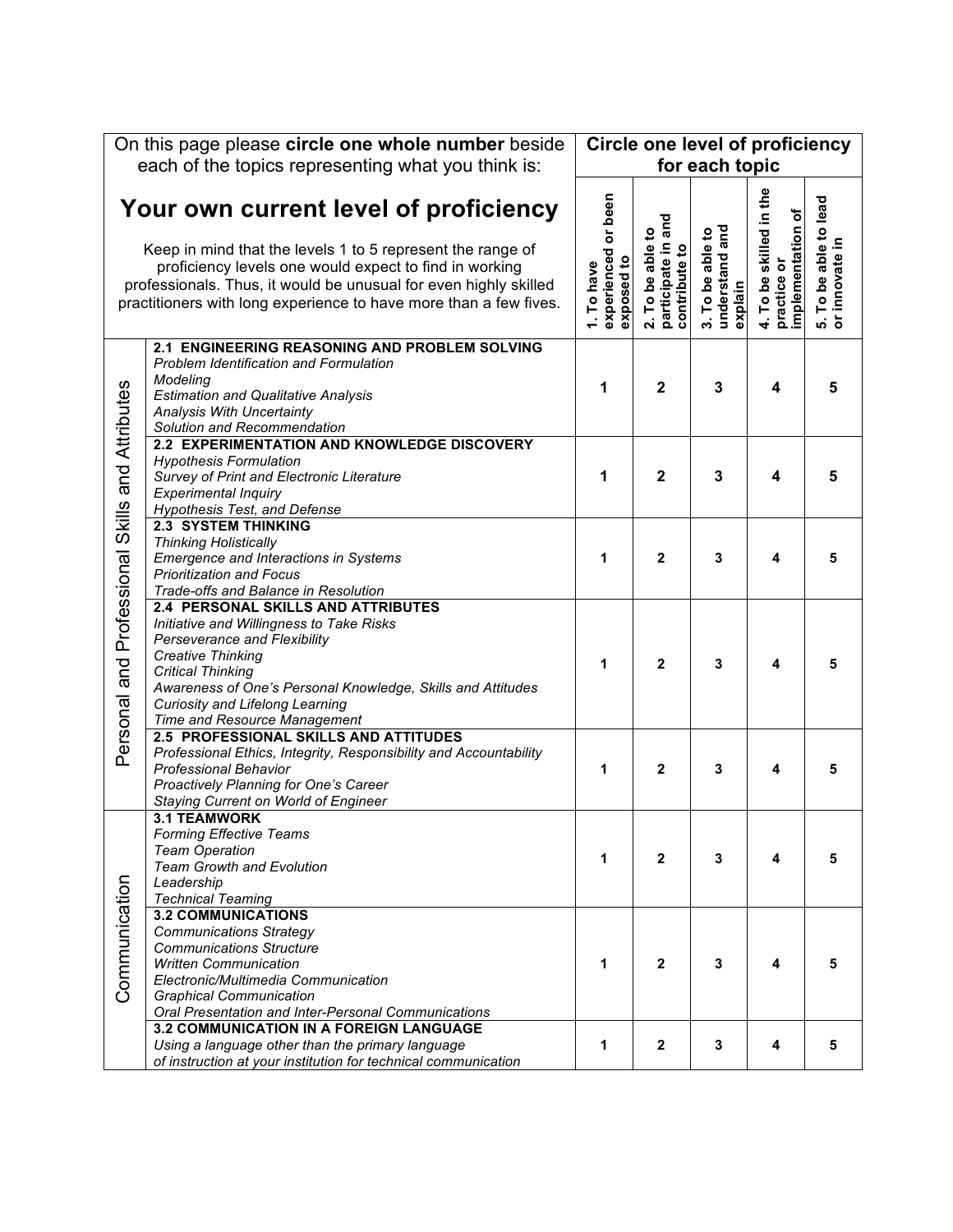| On this page please **circle one whole number** beside each of the topics representing what you think is:<br><br>**Your own current level of proficiency**<br><br>Keep in mind that the levels 1 to 5 represent the range of proficiency levels one would expect to find in working professionals. Thus, it would be unusual for even highly skilled practitioners with long experience to have more than a few fives. | | **Circle one level of proficiency for each topic** | | | | |
|---|---|---|---|---|---|---|
| | | **1. To have experienced or been exposed to** | **2. To be able to participate in and contribute to** | **3. To be able to understand and explain** | **4. To be skilled in the practice or implementation of** | **5. To be able to lead or innovate in** |
| Personal and Professional Skills and Attributes | **2.1 ENGINEERING REASONING AND PROBLEM SOLVING**<br>*Problem Identification and Formulation*<br>*Modeling*<br>*Estimation and Qualitative Analysis*<br>*Analysis With Uncertainty*<br>*Solution and Recommendation* | **1** | **2** | **3** | **4** | **5** |
| | **2.2 EXPERIMENTATION AND KNOWLEDGE DISCOVERY**<br>*Hypothesis Formulation*<br>*Survey of Print and Electronic Literature*<br>*Experimental Inquiry*<br>*Hypothesis Test, and Defense* | **1** | **2** | **3** | **4** | **5** |
| | **2.3 SYSTEM THINKING**<br>*Thinking Holistically*<br>*Emergence and Interactions in Systems*<br>*Prioritization and Focus*<br>*Trade-offs and Balance in Resolution* | **1** | **2** | **3** | **4** | **5** |
| | **2.4 PERSONAL SKILLS AND ATTRIBUTES**<br>*Initiative and Willingness to Take Risks*<br>*Perseverance and Flexibility*<br>*Creative Thinking*<br>*Critical Thinking*<br>*Awareness of One's Personal Knowledge, Skills and Attitudes*<br>*Curiosity and Lifelong Learning*<br>*Time and Resource Management* | **1** | **2** | **3** | **4** | **5** |
| | **2.5 PROFESSIONAL SKILLS AND ATTITUDES**<br>*Professional Ethics, Integrity, Responsibility and Accountability*<br>*Professional Behavior*<br>*Proactively Planning for One's Career*<br>*Staying Current on World of Engineer* | **1** | **2** | **3** | **4** | **5** |
| Communication | **3.1 TEAMWORK**<br>*Forming Effective Teams*<br>*Team Operation*<br>*Team Growth and Evolution*<br>*Leadership*<br>*Technical Teaming* | **1** | **2** | **3** | **4** | **5** |
| | **3.2 COMMUNICATIONS**<br>*Communications Strategy*<br>*Communications Structure*<br>*Written Communication*<br>*Electronic/Multimedia Communication*<br>*Graphical Communication*<br>*Oral Presentation and Inter-Personal Communications* | **1** | **2** | **3** | **4** | **5** |
| | **3.2 COMMUNICATION IN A FOREIGN LANGUAGE**<br>*Using a language other than the primary language of instruction at your institution for technical communication* | **1** | **2** | **3** | **4** | **5** |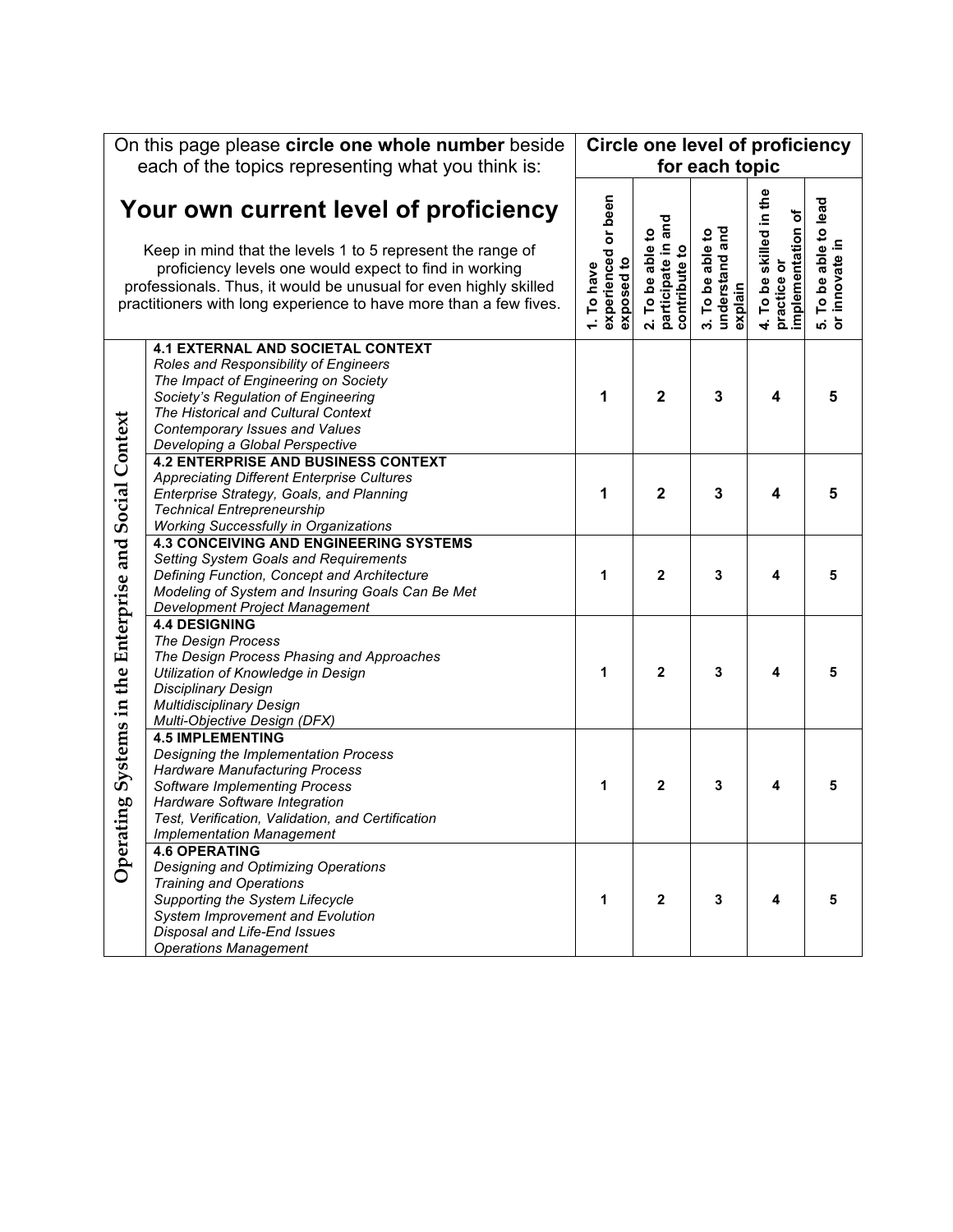| On this page please **circle one whole number** beside each of the topics representing what you think is: **Your own current level of proficiency** Keep in mind that the levels 1 to 5 represent the range of proficiency levels one would expect to find in working professionals. Thus, it would be unusual for even highly skilled practitioners with long experience to have more than a few fives. | | **Circle one level of proficiency for each topic** | | | | |
|---|---|---|---|---|---|---|
| | | **1. To have experienced or been exposed to** | **2. To be able to participate in and contribute to** | **3. To be able to understand and explain** | **4. To be skilled in the practice or implementation of** | **5. To be able to lead or innovate in** |
| Operating Systems in the Enterprise and Social Context | **4.1 EXTERNAL AND SOCIETAL CONTEXT** *Roles and Responsibility of Engineers* *The Impact of Engineering on Society* *Society's Regulation of Engineering* *The Historical and Cultural Context* *Contemporary Issues and Values* *Developing a Global Perspective* | 1 | 2 | 3 | 4 | 5 |
| | **4.2 ENTERPRISE AND BUSINESS CONTEXT** *Appreciating Different Enterprise Cultures* *Enterprise Strategy, Goals, and Planning* *Technical Entrepreneurship* *Working Successfully in Organizations* | 1 | 2 | 3 | 4 | 5 |
| | **4.3 CONCEIVING AND ENGINEERING SYSTEMS** *Setting System Goals and Requirements* *Defining Function, Concept and Architecture* *Modeling of System and Insuring Goals Can Be Met* *Development Project Management* | 1 | 2 | 3 | 4 | 5 |
| | **4.4 DESIGNING** *The Design Process* *The Design Process Phasing and Approaches* *Utilization of Knowledge in Design* *Disciplinary Design* *Multidisciplinary Design* *Multi-Objective Design (DFX)* | 1 | 2 | 3 | 4 | 5 |
| | **4.5 IMPLEMENTING** *Designing the Implementation Process* *Hardware Manufacturing Process* *Software Implementing Process* *Hardware Software Integration* *Test, Verification, Validation, and Certification* *Implementation Management* | 1 | 2 | 3 | 4 | 5 |
| | **4.6 OPERATING** *Designing and Optimizing Operations* *Training and Operations* *Supporting the System Lifecycle* *System Improvement and Evolution* *Disposal and Life-End Issues* *Operations Management* | 1 | 2 | 3 | 4 | 5 |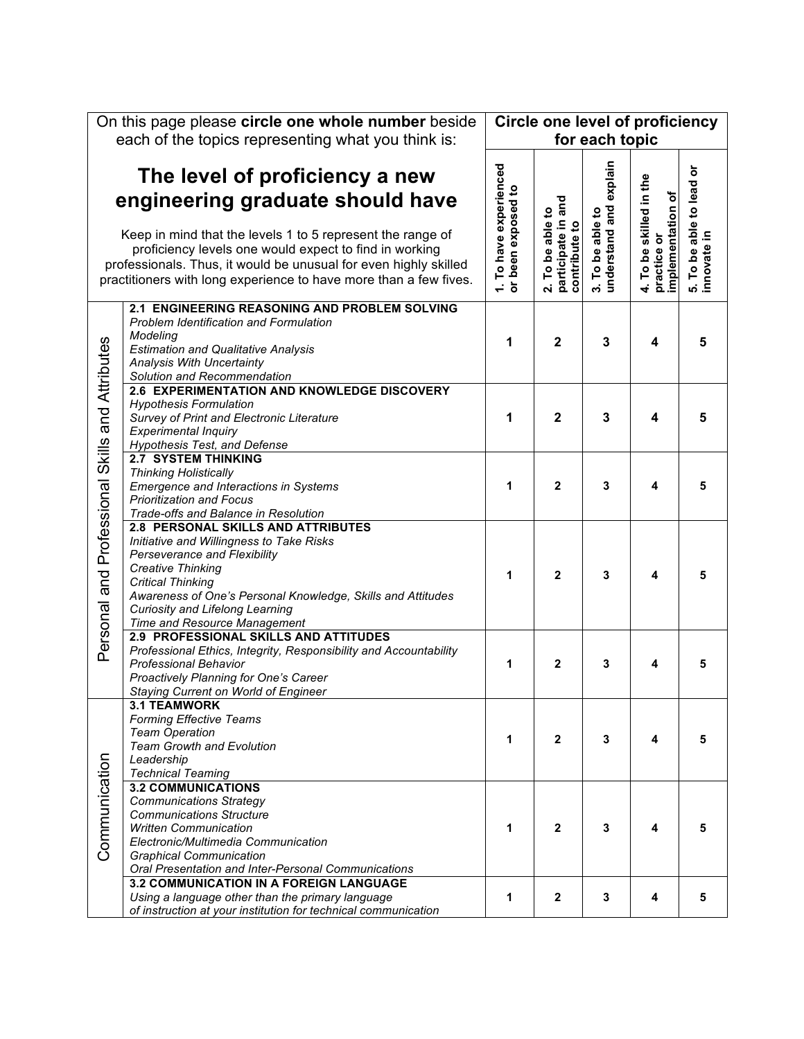| On this page please **circle one whole number** beside each of the topics representing what you think is: **The level of proficiency a new engineering graduate should have** Keep in mind that the levels 1 to 5 represent the range of proficiency levels one would expect to find in working professionals. Thus, it would be unusual for even highly skilled practitioners with long experience to have more than a few fives. | | **Circle one level of proficiency for each topic** | | | | |
|---|---|---|---|---|---|---|
| | | **1. To have experienced or been exposed to** | **2. To be able to participate in and contribute to** | **3. To be able to understand and explain** | **4. To be skilled in the practice or implementation of** | **5. To be able to lead or innovate in** |
| Personal and Professional Skills and Attributes | **2.1 ENGINEERING REASONING AND PROBLEM SOLVING**<br>*Problem Identification and Formulation*<br>*Modeling*<br>*Estimation and Qualitative Analysis*<br>*Analysis With Uncertainty*<br>*Solution and Recommendation* | **1** | **2** | **3** | **4** | **5** |
| | **2.6 EXPERIMENTATION AND KNOWLEDGE DISCOVERY**<br>*Hypothesis Formulation*<br>*Survey of Print and Electronic Literature*<br>*Experimental Inquiry*<br>*Hypothesis Test, and Defense* | **1** | **2** | **3** | **4** | **5** |
| | **2.7 SYSTEM THINKING**<br>*Thinking Holistically*<br>*Emergence and Interactions in Systems*<br>*Prioritization and Focus*<br>*Trade-offs and Balance in Resolution* | **1** | **2** | **3** | **4** | **5** |
| | **2.8 PERSONAL SKILLS AND ATTRIBUTES**<br>*Initiative and Willingness to Take Risks*<br>*Perseverance and Flexibility*<br>*Creative Thinking*<br>*Critical Thinking*<br>*Awareness of One's Personal Knowledge, Skills and Attitudes*<br>*Curiosity and Lifelong Learning*<br>*Time and Resource Management* | **1** | **2** | **3** | **4** | **5** |
| | **2.9 PROFESSIONAL SKILLS AND ATTITUDES**<br>*Professional Ethics, Integrity, Responsibility and Accountability*<br>*Professional Behavior*<br>*Proactively Planning for One's Career*<br>*Staying Current on World of Engineer* | **1** | **2** | **3** | **4** | **5** |
| Communication | **3.1 TEAMWORK**<br>*Forming Effective Teams*<br>*Team Operation*<br>*Team Growth and Evolution*<br>*Leadership*<br>*Technical Teaming* | **1** | **2** | **3** | **4** | **5** |
| | **3.2 COMMUNICATIONS**<br>*Communications Strategy*<br>*Communications Structure*<br>*Written Communication*<br>*Electronic/Multimedia Communication*<br>*Graphical Communication*<br>*Oral Presentation and Inter-Personal Communications* | **1** | **2** | **3** | **4** | **5** |
| | **3.2 COMMUNICATION IN A FOREIGN LANGUAGE**<br>*Using a language other than the primary language of instruction at your institution for technical communication* | **1** | **2** | **3** | **4** | **5** |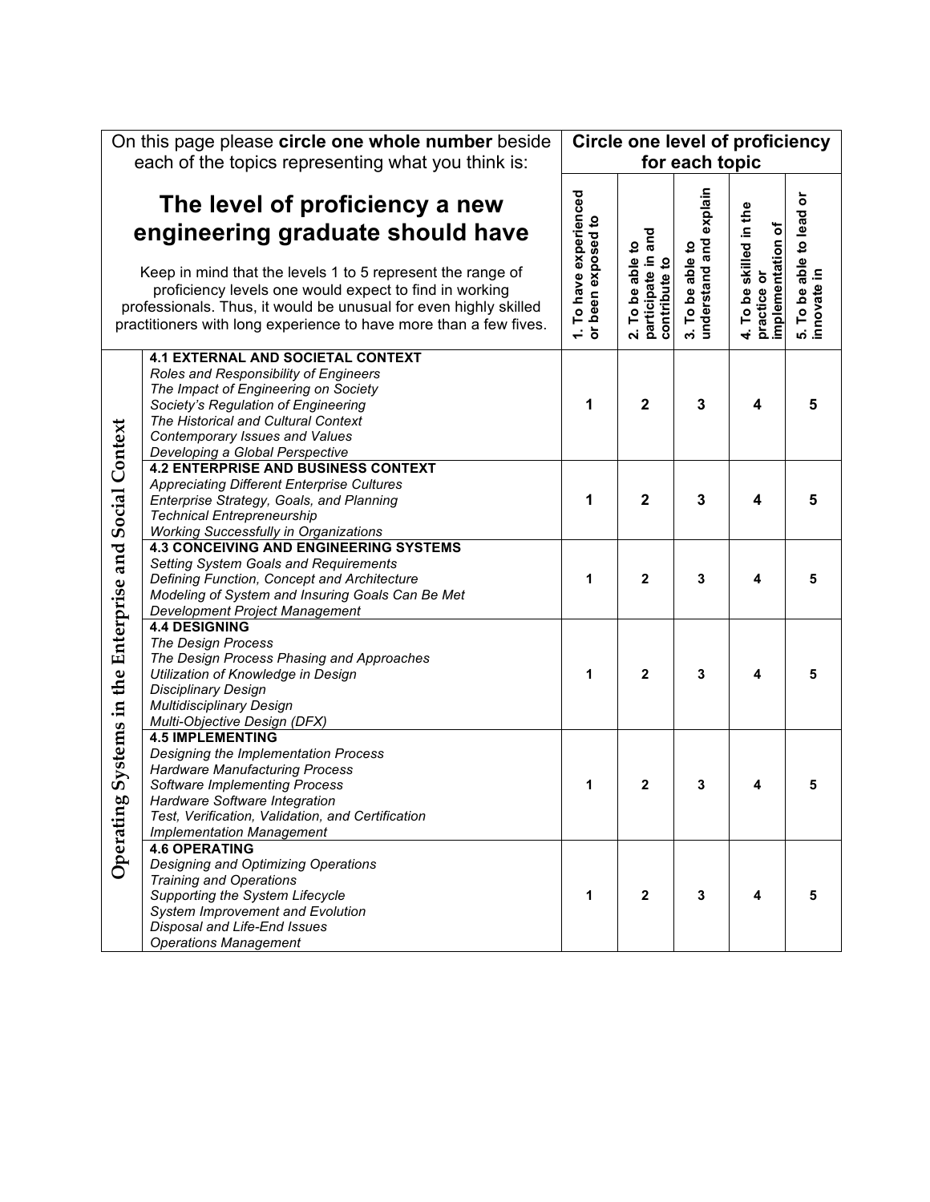| On this page please **circle one whole number** beside each of the topics representing what you think is: **The level of proficiency a new engineering graduate should have** Keep in mind that the levels 1 to 5 represent the range of proficiency levels one would expect to find in working professionals. Thus, it would be unusual for even highly skilled practitioners with long experience to have more than a few fives. | | **Circle one level of proficiency for each topic** | | | | |
|---|---|---|---|---|---|---|
| | | **1. To have experienced or been exposed to** | **2. To be able to participate in and contribute to** | **3. To be able to understand and explain** | **4. To be skilled in the practice or implementation of** | **5. To be able to lead or innovate in** |
| **Operating Systems in the Enterprise and Social Context** | **4.1 EXTERNAL AND SOCIETAL CONTEXT** *Roles and Responsibility of Engineers* *The Impact of Engineering on Society* *Society's Regulation of Engineering* *The Historical and Cultural Context* *Contemporary Issues and Values* *Developing a Global Perspective* | **1** | **2** | **3** | **4** | **5** |
| | **4.2 ENTERPRISE AND BUSINESS CONTEXT** *Appreciating Different Enterprise Cultures* *Enterprise Strategy, Goals, and Planning* *Technical Entrepreneurship* *Working Successfully in Organizations* | **1** | **2** | **3** | **4** | **5** |
| | **4.3 CONCEIVING AND ENGINEERING SYSTEMS** *Setting System Goals and Requirements* *Defining Function, Concept and Architecture* *Modeling of System and Insuring Goals Can Be Met* *Development Project Management* | **1** | **2** | **3** | **4** | **5** |
| | **4.4 DESIGNING** *The Design Process* *The Design Process Phasing and Approaches* *Utilization of Knowledge in Design* *Disciplinary Design* *Multidisciplinary Design* *Multi-Objective Design (DFX)* | **1** | **2** | **3** | **4** | **5** |
| | **4.5 IMPLEMENTING** *Designing the Implementation Process* *Hardware Manufacturing Process* *Software Implementing Process* *Hardware Software Integration* *Test, Verification, Validation, and Certification* *Implementation Management* | **1** | **2** | **3** | **4** | **5** |
| | **4.6 OPERATING** *Designing and Optimizing Operations* *Training and Operations* *Supporting the System Lifecycle* *System Improvement and Evolution* *Disposal and Life-End Issues* *Operations Management* | **1** | **2** | **3** | **4** | **5** |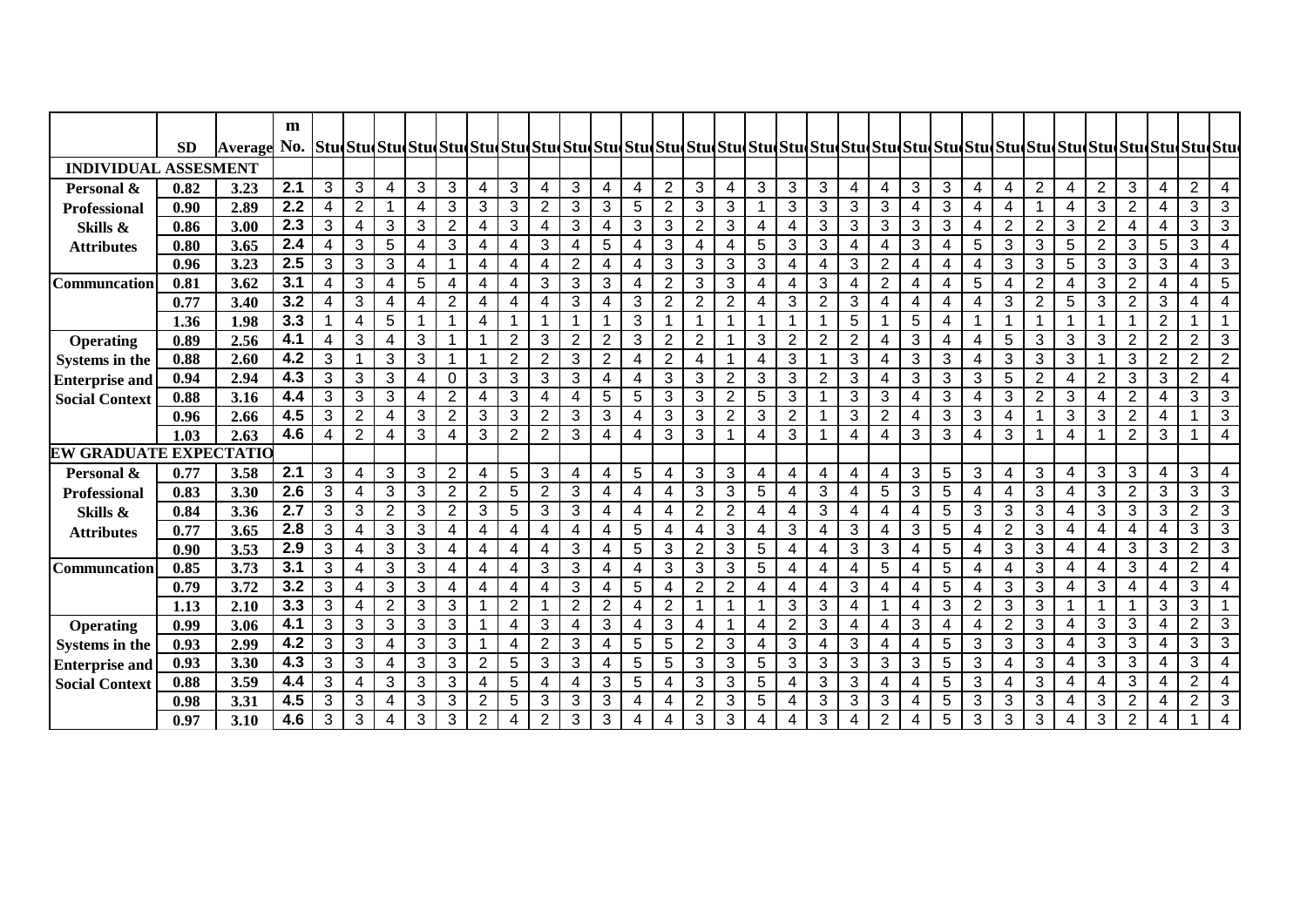| | SD | Average | m No. | Stu | Stu | Stu | Stu | Stu | Stu | Stu | Stu | Stu | Stu | Stu | Stu | Stu | Stu | Stu | Stu | Stu | Stu | Stu | Stu | Stu | Stu | Stu | Stu | Stu | Stu | Stu | Stu | Stu | Stu |
|---|---|---|---|---|---|---|---|---|---|---|---|---|---|---|---|---|---|---|---|---|---|---|---|---|---|---|---|---|---|---|---|---|---|
| **INDIVIDUAL ASSESMENT** | | | | | | | | | | | | | | | | | | | | | | | | | | | | | | | | | |
| **Personal &** | 0.82 | 3.23 | 2.1 | 3 | 3 | 4 | 3 | 3 | 4 | 3 | 4 | 3 | 4 | 4 | 2 | 3 | 4 | 3 | 3 | 3 | 4 | 4 | 3 | 3 | 4 | 4 | 2 | 4 | 2 | 3 | 4 | 2 | 4 |
| **Professional** | 0.90 | 2.89 | 2.2 | 4 | 2 | 1 | 4 | 3 | 3 | 3 | 2 | 3 | 3 | 5 | 2 | 3 | 3 | 1 | 3 | 3 | 3 | 3 | 4 | 3 | 4 | 4 | 1 | 4 | 3 | 2 | 4 | 3 | 3 |
| **Skills &** | 0.86 | 3.00 | 2.3 | 3 | 4 | 3 | 3 | 2 | 4 | 3 | 4 | 3 | 4 | 3 | 3 | 2 | 3 | 4 | 4 | 3 | 3 | 3 | 3 | 3 | 4 | 2 | 2 | 3 | 2 | 4 | 4 | 3 | 3 |
| **Attributes** | 0.80 | 3.65 | 2.4 | 4 | 3 | 5 | 4 | 3 | 4 | 4 | 3 | 4 | 5 | 4 | 3 | 4 | 4 | 5 | 3 | 3 | 4 | 4 | 3 | 4 | 5 | 3 | 3 | 5 | 2 | 3 | 5 | 3 | 4 |
| | 0.96 | 3.23 | 2.5 | 3 | 3 | 3 | 4 | 1 | 4 | 4 | 4 | 2 | 4 | 4 | 3 | 3 | 3 | 3 | 4 | 4 | 3 | 2 | 4 | 4 | 4 | 3 | 3 | 5 | 3 | 3 | 3 | 4 | 3 |
| **Communcation** | 0.81 | 3.62 | 3.1 | 4 | 3 | 4 | 5 | 4 | 4 | 4 | 3 | 3 | 3 | 4 | 2 | 3 | 3 | 4 | 4 | 3 | 4 | 2 | 4 | 4 | 5 | 4 | 2 | 4 | 3 | 2 | 4 | 4 | 5 |
| | 0.77 | 3.40 | 3.2 | 4 | 3 | 4 | 4 | 2 | 4 | 4 | 4 | 3 | 4 | 3 | 2 | 2 | 2 | 4 | 3 | 2 | 3 | 4 | 4 | 4 | 4 | 3 | 2 | 5 | 3 | 2 | 3 | 4 | 4 |
| | 1.36 | 1.98 | 3.3 | 1 | 4 | 5 | 1 | 1 | 4 | 1 | 1 | 1 | 1 | 3 | 1 | 1 | 1 | 1 | 1 | 1 | 5 | 1 | 5 | 4 | 1 | 1 | 1 | 1 | 1 | 1 | 2 | 1 | 1 |
| **Operating** | 0.89 | 2.56 | 4.1 | 4 | 3 | 4 | 3 | 1 | 1 | 2 | 3 | 2 | 2 | 3 | 2 | 2 | 1 | 3 | 2 | 2 | 2 | 4 | 3 | 4 | 4 | 5 | 3 | 3 | 3 | 2 | 2 | 2 | 3 |
| **Systems in the** | 0.88 | 2.60 | 4.2 | 3 | 1 | 3 | 3 | 1 | 1 | 2 | 2 | 3 | 2 | 4 | 2 | 4 | 1 | 4 | 3 | 1 | 3 | 4 | 3 | 3 | 4 | 3 | 3 | 3 | 1 | 3 | 2 | 2 | 2 |
| **Enterprise and** | 0.94 | 2.94 | 4.3 | 3 | 3 | 3 | 4 | 0 | 3 | 3 | 3 | 3 | 4 | 4 | 3 | 3 | 2 | 3 | 3 | 2 | 3 | 4 | 3 | 3 | 3 | 5 | 2 | 4 | 2 | 3 | 3 | 2 | 4 |
| **Social Context** | 0.88 | 3.16 | 4.4 | 3 | 3 | 3 | 4 | 2 | 4 | 3 | 4 | 4 | 5 | 5 | 3 | 3 | 2 | 5 | 3 | 1 | 3 | 3 | 4 | 3 | 4 | 3 | 2 | 3 | 4 | 2 | 4 | 3 | 3 |
| | 0.96 | 2.66 | 4.5 | 3 | 2 | 4 | 3 | 2 | 3 | 3 | 2 | 3 | 3 | 4 | 3 | 3 | 2 | 3 | 2 | 1 | 3 | 2 | 4 | 3 | 3 | 4 | 1 | 3 | 3 | 2 | 4 | 1 | 3 |
| | 1.03 | 2.63 | 4.6 | 4 | 2 | 4 | 3 | 4 | 3 | 2 | 2 | 3 | 4 | 4 | 3 | 3 | 1 | 4 | 3 | 1 | 4 | 4 | 3 | 3 | 4 | 3 | 1 | 4 | 1 | 2 | 3 | 1 | 4 |
| **EW GRADUATE EXPECTATIO** | | | | | | | | | | | | | | | | | | | | | | | | | | | | | | | | | |
| **Personal &** | 0.77 | 3.58 | 2.1 | 3 | 4 | 3 | 3 | 2 | 4 | 5 | 3 | 4 | 4 | 5 | 4 | 3 | 3 | 4 | 4 | 4 | 4 | 4 | 3 | 5 | 3 | 4 | 3 | 4 | 3 | 3 | 4 | 3 | 4 |
| **Professional** | 0.83 | 3.30 | 2.6 | 3 | 4 | 3 | 3 | 2 | 2 | 5 | 2 | 3 | 4 | 4 | 4 | 3 | 3 | 5 | 4 | 3 | 4 | 5 | 3 | 5 | 4 | 4 | 3 | 4 | 3 | 2 | 3 | 3 | 3 |
| **Skills &** | 0.84 | 3.36 | 2.7 | 3 | 3 | 2 | 3 | 2 | 3 | 5 | 3 | 3 | 4 | 4 | 4 | 2 | 2 | 4 | 4 | 3 | 4 | 4 | 4 | 5 | 3 | 3 | 3 | 4 | 3 | 3 | 3 | 2 | 3 |
| **Attributes** | 0.77 | 3.65 | 2.8 | 3 | 4 | 3 | 3 | 4 | 4 | 4 | 4 | 4 | 4 | 5 | 4 | 4 | 3 | 4 | 3 | 4 | 3 | 4 | 3 | 5 | 4 | 2 | 3 | 4 | 4 | 4 | 4 | 3 | 3 |
| | 0.90 | 3.53 | 2.9 | 3 | 4 | 3 | 3 | 4 | 4 | 4 | 4 | 3 | 4 | 5 | 3 | 2 | 3 | 5 | 4 | 4 | 3 | 3 | 4 | 5 | 4 | 3 | 3 | 4 | 4 | 3 | 3 | 2 | 3 |
| **Communcation** | 0.85 | 3.73 | 3.1 | 3 | 4 | 3 | 3 | 4 | 4 | 4 | 3 | 3 | 4 | 4 | 3 | 3 | 3 | 5 | 4 | 4 | 4 | 5 | 4 | 5 | 4 | 4 | 3 | 4 | 4 | 3 | 4 | 2 | 4 |
| | 0.79 | 3.72 | 3.2 | 3 | 4 | 3 | 3 | 4 | 4 | 4 | 4 | 3 | 4 | 5 | 4 | 2 | 2 | 4 | 4 | 4 | 3 | 4 | 4 | 5 | 4 | 3 | 3 | 4 | 3 | 4 | 4 | 3 | 4 |
| | 1.13 | 2.10 | 3.3 | 3 | 4 | 2 | 3 | 3 | 1 | 2 | 1 | 2 | 2 | 4 | 2 | 1 | 1 | 1 | 3 | 3 | 4 | 1 | 4 | 3 | 2 | 3 | 3 | 1 | 1 | 1 | 3 | 3 | 1 |
| **Operating** | 0.99 | 3.06 | 4.1 | 3 | 3 | 3 | 3 | 3 | 1 | 4 | 3 | 4 | 3 | 4 | 3 | 4 | 1 | 4 | 2 | 3 | 4 | 4 | 3 | 4 | 4 | 2 | 3 | 4 | 3 | 3 | 4 | 2 | 3 |
| **Systems in the** | 0.93 | 2.99 | 4.2 | 3 | 3 | 4 | 3 | 3 | 1 | 4 | 2 | 3 | 4 | 5 | 5 | 2 | 3 | 4 | 3 | 4 | 3 | 4 | 4 | 5 | 3 | 3 | 3 | 4 | 3 | 3 | 4 | 3 | 3 |
| **Enterprise and** | 0.93 | 3.30 | 4.3 | 3 | 3 | 4 | 3 | 3 | 2 | 5 | 3 | 3 | 4 | 5 | 5 | 3 | 3 | 5 | 3 | 3 | 3 | 3 | 3 | 5 | 3 | 4 | 3 | 4 | 3 | 3 | 4 | 3 | 4 |
| **Social Context** | 0.88 | 3.59 | 4.4 | 3 | 4 | 3 | 3 | 3 | 4 | 5 | 4 | 4 | 3 | 5 | 4 | 3 | 3 | 5 | 4 | 3 | 3 | 4 | 4 | 5 | 3 | 4 | 3 | 4 | 4 | 3 | 4 | 2 | 4 |
| | 0.98 | 3.31 | 4.5 | 3 | 3 | 4 | 3 | 3 | 2 | 5 | 3 | 3 | 3 | 4 | 4 | 2 | 3 | 5 | 4 | 3 | 3 | 3 | 4 | 5 | 3 | 3 | 3 | 4 | 3 | 2 | 4 | 2 | 3 |
| | 0.97 | 3.10 | 4.6 | 3 | 3 | 4 | 3 | 3 | 2 | 4 | 2 | 3 | 3 | 4 | 4 | 3 | 3 | 4 | 4 | 3 | 4 | 2 | 4 | 5 | 3 | 3 | 3 | 4 | 3 | 2 | 4 | 1 | 4 |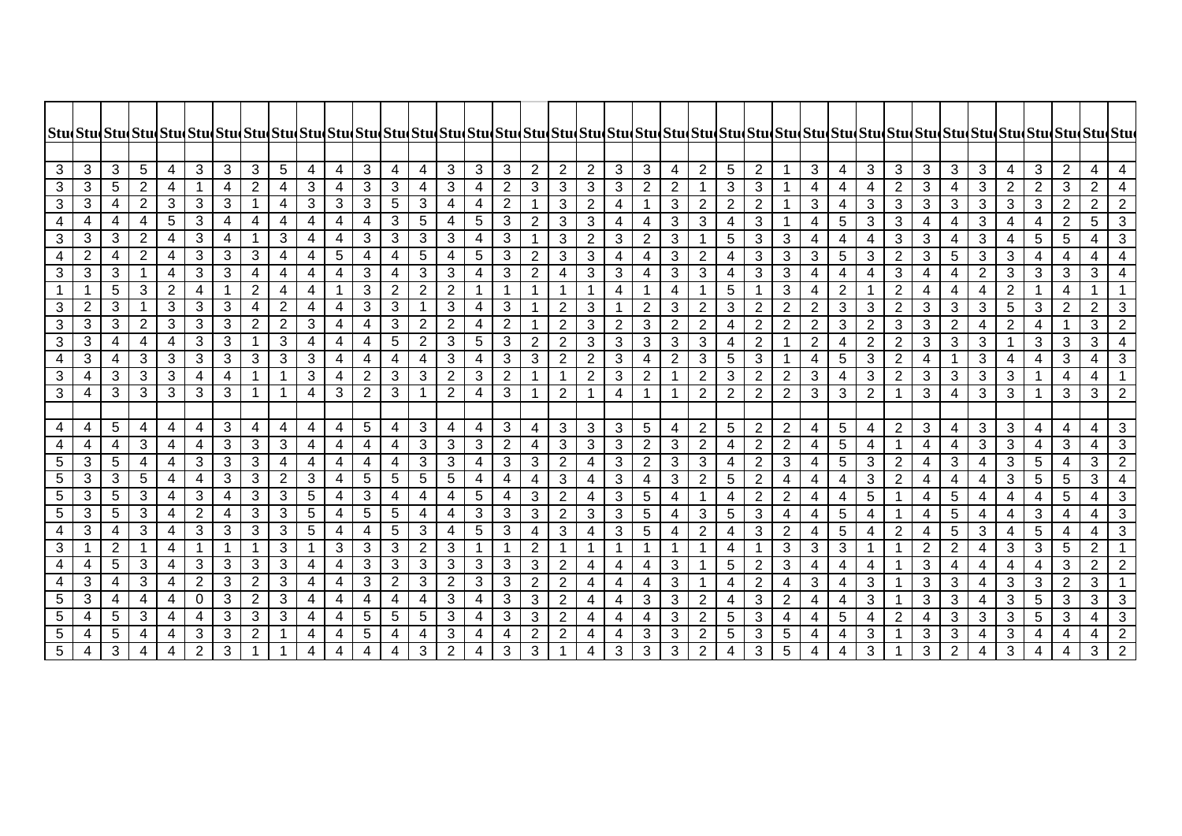| Stu | Stu | Stu | Stu | Stu | Stu | Stu | Stu | Stu | Stu | Stu | Stu | Stu | Stu | Stu | Stu | Stu | Stu | Stu | Stu | Stu | Stu | Stu | Stu | Stu | Stu | Stu | Stu | Stu | Stu | Stu | Stu | Stu | Stu | Stu | Stu | Stu | Stu | Stu |
|---|---|---|---|---|---|---|---|---|---|---|---|---|---|---|---|---|---|---|---|---|---|---|---|---|---|---|---|---|---|---|---|---|---|---|---|---|---|---|
| | | | | | | | | | | | | | | | | | | | | | | | | | | | | | | | | | | | | | | |
| 3 | 3 | 3 | 5 | 4 | 3 | 3 | 3 | 5 | 4 | 4 | 3 | 4 | 4 | 3 | 3 | 3 | 2 | 2 | 2 | 3 | 3 | 4 | 2 | 5 | 2 | 1 | 3 | 4 | 3 | 3 | 3 | 3 | 3 | 4 | 3 | 2 | 4 | 4 |
| 3 | 3 | 5 | 2 | 4 | 1 | 4 | 2 | 4 | 3 | 4 | 3 | 3 | 4 | 3 | 4 | 2 | 3 | 3 | 3 | 3 | 2 | 2 | 1 | 3 | 3 | 1 | 4 | 4 | 4 | 2 | 3 | 4 | 3 | 2 | 2 | 3 | 2 | 4 |
| 3 | 3 | 4 | 2 | 3 | 3 | 3 | 1 | 4 | 3 | 3 | 3 | 5 | 3 | 4 | 4 | 2 | 1 | 3 | 2 | 4 | 1 | 3 | 2 | 2 | 2 | 1 | 3 | 4 | 3 | 3 | 3 | 3 | 3 | 3 | 3 | 2 | 2 | 2 |
| 4 | 4 | 4 | 4 | 5 | 3 | 4 | 4 | 4 | 4 | 4 | 4 | 3 | 5 | 4 | 5 | 3 | 2 | 3 | 3 | 4 | 4 | 3 | 3 | 4 | 3 | 1 | 4 | 5 | 3 | 3 | 4 | 4 | 3 | 4 | 4 | 2 | 5 | 3 |
| 3 | 3 | 3 | 2 | 4 | 3 | 4 | 1 | 3 | 4 | 4 | 3 | 3 | 3 | 3 | 4 | 3 | 1 | 3 | 2 | 3 | 2 | 3 | 1 | 5 | 3 | 3 | 4 | 4 | 4 | 3 | 3 | 4 | 3 | 4 | 5 | 5 | 4 | 3 |
| 4 | 2 | 4 | 2 | 4 | 3 | 3 | 3 | 4 | 4 | 5 | 4 | 4 | 5 | 4 | 5 | 3 | 2 | 3 | 3 | 4 | 4 | 3 | 2 | 4 | 3 | 3 | 3 | 5 | 3 | 2 | 3 | 5 | 3 | 3 | 4 | 4 | 4 | 4 |
| 3 | 3 | 3 | 1 | 4 | 3 | 3 | 4 | 4 | 4 | 4 | 3 | 4 | 3 | 3 | 4 | 3 | 2 | 4 | 3 | 3 | 4 | 3 | 3 | 4 | 3 | 3 | 4 | 4 | 4 | 3 | 4 | 4 | 2 | 3 | 3 | 3 | 3 | 4 |
| 1 | 1 | 5 | 3 | 2 | 4 | 1 | 2 | 4 | 4 | 1 | 3 | 2 | 2 | 2 | 1 | 1 | 1 | 1 | 1 | 4 | 1 | 4 | 1 | 5 | 1 | 3 | 4 | 2 | 1 | 2 | 4 | 4 | 4 | 2 | 1 | 4 | 1 | 1 |
| 3 | 2 | 3 | 1 | 3 | 3 | 3 | 4 | 2 | 4 | 4 | 3 | 3 | 1 | 3 | 4 | 3 | 1 | 2 | 3 | 1 | 2 | 3 | 2 | 3 | 2 | 2 | 2 | 3 | 3 | 2 | 3 | 3 | 3 | 5 | 3 | 2 | 2 | 3 |
| 3 | 3 | 3 | 2 | 3 | 3 | 3 | 2 | 2 | 3 | 4 | 4 | 3 | 2 | 2 | 4 | 2 | 1 | 2 | 3 | 2 | 3 | 2 | 2 | 4 | 2 | 2 | 2 | 3 | 2 | 3 | 3 | 2 | 4 | 2 | 4 | 1 | 3 | 2 |
| 3 | 3 | 4 | 4 | 4 | 3 | 3 | 1 | 3 | 4 | 4 | 4 | 5 | 2 | 3 | 5 | 3 | 2 | 2 | 3 | 3 | 3 | 3 | 3 | 4 | 2 | 1 | 2 | 4 | 2 | 2 | 3 | 3 | 3 | 1 | 3 | 3 | 3 | 4 |
| 4 | 3 | 4 | 3 | 3 | 3 | 3 | 3 | 3 | 3 | 4 | 4 | 4 | 4 | 3 | 4 | 3 | 3 | 2 | 2 | 3 | 4 | 2 | 3 | 5 | 3 | 1 | 4 | 5 | 3 | 2 | 4 | 1 | 3 | 4 | 4 | 3 | 4 | 3 |
| 3 | 4 | 3 | 3 | 3 | 4 | 4 | 1 | 1 | 3 | 4 | 2 | 3 | 3 | 2 | 3 | 2 | 1 | 1 | 2 | 3 | 2 | 1 | 2 | 3 | 2 | 2 | 3 | 4 | 3 | 2 | 3 | 3 | 3 | 3 | 1 | 4 | 4 | 1 |
| 3 | 4 | 3 | 3 | 3 | 3 | 3 | 1 | 1 | 4 | 3 | 2 | 3 | 1 | 2 | 4 | 3 | 1 | 2 | 1 | 4 | 1 | 1 | 2 | 2 | 2 | 2 | 3 | 3 | 2 | 1 | 3 | 4 | 3 | 3 | 1 | 3 | 3 | 2 |
| | | | | | | | | | | | | | | | | | | | | | | | | | | | | | | | | | | | | | | |
| 4 | 4 | 5 | 4 | 4 | 4 | 3 | 4 | 4 | 4 | 4 | 5 | 4 | 3 | 4 | 4 | 3 | 4 | 3 | 3 | 3 | 5 | 4 | 2 | 5 | 2 | 2 | 4 | 5 | 4 | 2 | 3 | 4 | 3 | 3 | 4 | 4 | 4 | 3 |
| 4 | 4 | 4 | 3 | 4 | 4 | 3 | 3 | 3 | 4 | 4 | 4 | 4 | 3 | 3 | 3 | 2 | 4 | 3 | 3 | 3 | 2 | 3 | 2 | 4 | 2 | 2 | 4 | 5 | 4 | 1 | 4 | 4 | 3 | 3 | 4 | 3 | 4 | 3 |
| 5 | 3 | 5 | 4 | 4 | 3 | 3 | 3 | 4 | 4 | 4 | 4 | 4 | 3 | 3 | 4 | 3 | 3 | 2 | 4 | 3 | 2 | 3 | 3 | 4 | 2 | 3 | 4 | 5 | 3 | 2 | 4 | 3 | 4 | 3 | 5 | 4 | 3 | 2 |
| 5 | 3 | 3 | 5 | 4 | 4 | 3 | 3 | 2 | 3 | 4 | 5 | 5 | 5 | 5 | 4 | 4 | 4 | 3 | 4 | 3 | 4 | 3 | 2 | 5 | 2 | 4 | 4 | 4 | 3 | 2 | 4 | 4 | 4 | 3 | 5 | 5 | 3 | 4 |
| 5 | 3 | 5 | 3 | 4 | 3 | 4 | 3 | 3 | 5 | 4 | 3 | 4 | 4 | 4 | 5 | 4 | 3 | 2 | 4 | 3 | 5 | 4 | 1 | 4 | 2 | 2 | 4 | 4 | 5 | 1 | 4 | 5 | 4 | 4 | 4 | 5 | 4 | 3 |
| 5 | 3 | 5 | 3 | 4 | 2 | 4 | 3 | 3 | 5 | 4 | 5 | 5 | 4 | 4 | 3 | 3 | 3 | 2 | 3 | 3 | 5 | 4 | 3 | 5 | 3 | 4 | 4 | 5 | 4 | 1 | 4 | 5 | 4 | 4 | 3 | 4 | 4 | 3 |
| 4 | 3 | 4 | 3 | 4 | 3 | 3 | 3 | 3 | 5 | 4 | 4 | 5 | 3 | 4 | 5 | 3 | 4 | 3 | 4 | 3 | 5 | 4 | 2 | 4 | 3 | 2 | 4 | 5 | 4 | 2 | 4 | 5 | 3 | 4 | 5 | 4 | 4 | 3 |
| 3 | 1 | 2 | 1 | 4 | 1 | 1 | 1 | 3 | 1 | 3 | 3 | 3 | 2 | 3 | 1 | 1 | 2 | 1 | 1 | 1 | 1 | 1 | 1 | 4 | 1 | 3 | 3 | 3 | 1 | 1 | 2 | 2 | 4 | 3 | 3 | 5 | 2 | 1 |
| 4 | 4 | 5 | 3 | 4 | 3 | 3 | 3 | 3 | 4 | 4 | 3 | 3 | 3 | 3 | 3 | 3 | 3 | 2 | 4 | 4 | 4 | 3 | 1 | 5 | 2 | 3 | 4 | 4 | 4 | 1 | 3 | 4 | 4 | 4 | 4 | 3 | 2 | 2 |
| 4 | 3 | 4 | 3 | 4 | 2 | 3 | 2 | 3 | 4 | 4 | 3 | 2 | 3 | 2 | 3 | 3 | 2 | 2 | 4 | 4 | 4 | 3 | 1 | 4 | 2 | 4 | 3 | 4 | 3 | 1 | 3 | 3 | 4 | 3 | 3 | 2 | 3 | 1 |
| 5 | 3 | 4 | 4 | 4 | 0 | 3 | 2 | 3 | 4 | 4 | 4 | 4 | 4 | 3 | 4 | 3 | 3 | 2 | 4 | 4 | 3 | 3 | 2 | 4 | 3 | 2 | 4 | 4 | 3 | 1 | 3 | 3 | 4 | 3 | 5 | 3 | 3 | 3 |
| 5 | 4 | 5 | 3 | 4 | 4 | 3 | 3 | 3 | 4 | 4 | 5 | 5 | 5 | 3 | 4 | 3 | 3 | 2 | 4 | 4 | 4 | 3 | 2 | 5 | 3 | 4 | 4 | 5 | 4 | 2 | 4 | 3 | 3 | 3 | 5 | 3 | 4 | 3 |
| 5 | 4 | 5 | 4 | 4 | 3 | 3 | 2 | 1 | 4 | 4 | 5 | 4 | 4 | 3 | 4 | 4 | 2 | 2 | 4 | 4 | 3 | 3 | 2 | 5 | 3 | 5 | 4 | 4 | 3 | 1 | 3 | 3 | 4 | 3 | 4 | 4 | 4 | 2 |
| 5 | 4 | 3 | 4 | 4 | 2 | 3 | 1 | 1 | 4 | 4 | 4 | 4 | 3 | 2 | 4 | 3 | 3 | 1 | 4 | 3 | 3 | 3 | 2 | 4 | 3 | 5 | 4 | 4 | 3 | 1 | 3 | 2 | 4 | 3 | 4 | 4 | 3 | 2 |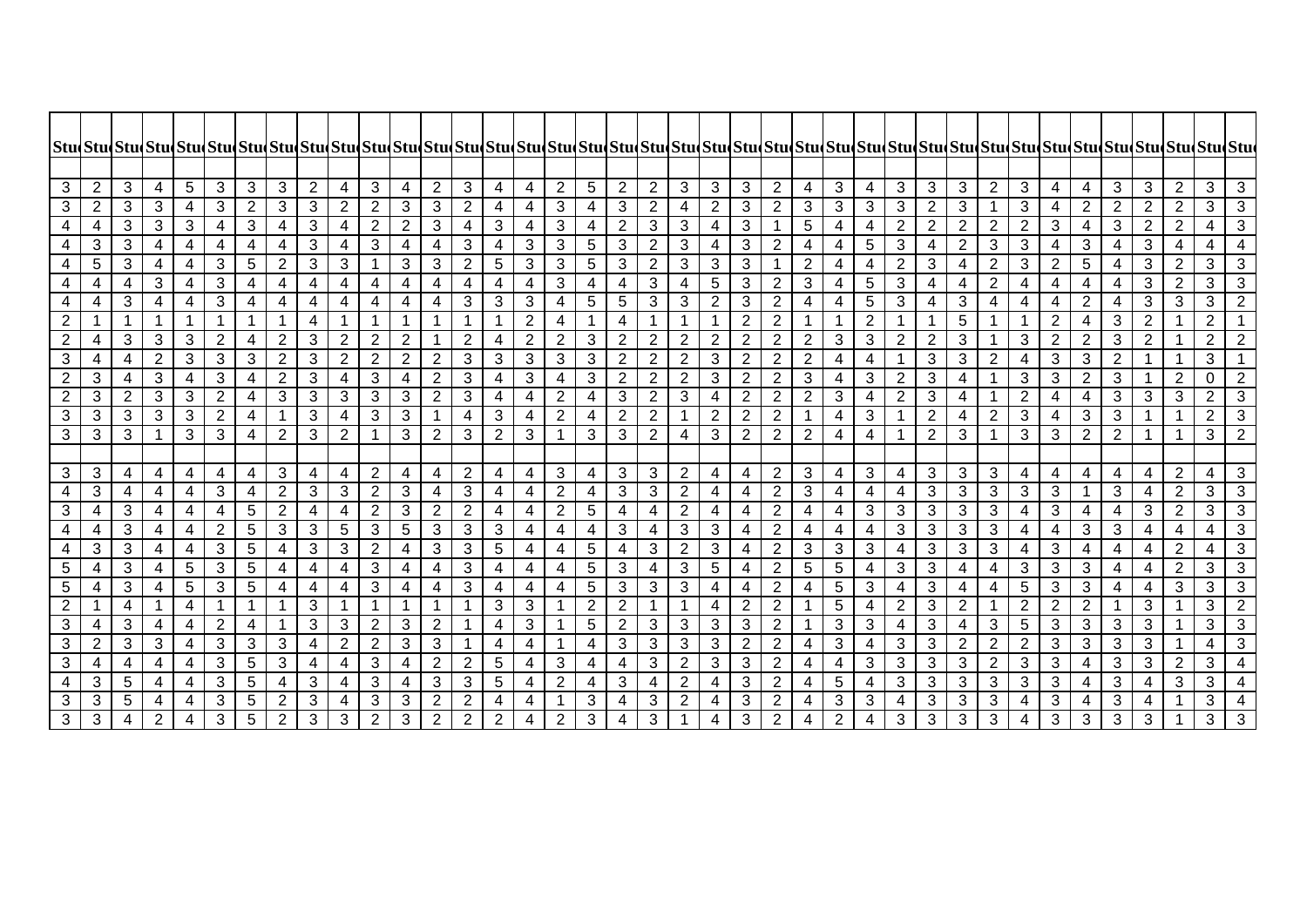| Stu | Stu | Stu | Stu | Stu | Stu | Stu | Stu | Stu | Stu | Stu | Stu | Stu | Stu | Stu | Stu | Stu | Stu | Stu | Stu | Stu | Stu | Stu | Stu | Stu | Stu | Stu | Stu | Stu | Stu | Stu | Stu | Stu | Stu | Stu | Stu | Stu | Stu | Stu |
|---|---|---|---|---|---|---|---|---|---|---|---|---|---|---|---|---|---|---|---|---|---|---|---|---|---|---|---|---|---|---|---|---|---|---|---|---|---|---|
| | | | | | | | | | | | | | | | | | | | | | | | | | | | | | | | | | | | | | | |
| 3 | 2 | 3 | 4 | 5 | 3 | 3 | 3 | 2 | 4 | 3 | 4 | 2 | 3 | 4 | 4 | 2 | 5 | 2 | 2 | 3 | 3 | 3 | 2 | 4 | 3 | 4 | 3 | 3 | 3 | 2 | 3 | 4 | 4 | 3 | 3 | 2 | 3 | 3 |
| 3 | 2 | 3 | 3 | 4 | 3 | 2 | 3 | 3 | 2 | 2 | 3 | 3 | 2 | 4 | 4 | 3 | 4 | 3 | 2 | 4 | 2 | 3 | 2 | 3 | 3 | 3 | 3 | 2 | 3 | 1 | 3 | 4 | 2 | 2 | 2 | 2 | 3 | 3 |
| 4 | 4 | 3 | 3 | 3 | 4 | 3 | 4 | 3 | 4 | 2 | 2 | 3 | 4 | 3 | 4 | 3 | 4 | 2 | 3 | 3 | 4 | 3 | 1 | 5 | 4 | 4 | 2 | 2 | 2 | 2 | 2 | 3 | 4 | 3 | 2 | 2 | 4 | 3 |
| 4 | 3 | 3 | 4 | 4 | 4 | 4 | 4 | 3 | 4 | 3 | 4 | 4 | 3 | 4 | 3 | 3 | 5 | 3 | 2 | 3 | 4 | 3 | 2 | 4 | 4 | 5 | 3 | 4 | 2 | 3 | 3 | 4 | 3 | 4 | 3 | 4 | 4 | 4 |
| 4 | 5 | 3 | 4 | 4 | 3 | 5 | 2 | 3 | 3 | 1 | 3 | 3 | 2 | 5 | 3 | 3 | 5 | 3 | 2 | 3 | 3 | 3 | 1 | 2 | 4 | 4 | 2 | 3 | 4 | 2 | 3 | 2 | 5 | 4 | 3 | 2 | 3 | 3 |
| 4 | 4 | 4 | 3 | 4 | 3 | 4 | 4 | 4 | 4 | 4 | 4 | 4 | 4 | 4 | 4 | 3 | 4 | 4 | 3 | 4 | 5 | 3 | 2 | 3 | 4 | 5 | 3 | 4 | 4 | 2 | 4 | 4 | 4 | 4 | 3 | 2 | 3 | 3 |
| 4 | 4 | 3 | 4 | 4 | 3 | 4 | 4 | 4 | 4 | 4 | 4 | 4 | 3 | 3 | 3 | 4 | 5 | 5 | 3 | 3 | 2 | 3 | 2 | 4 | 4 | 5 | 3 | 4 | 3 | 4 | 4 | 4 | 2 | 4 | 3 | 3 | 3 | 2 |
| 2 | 1 | 1 | 1 | 1 | 1 | 1 | 1 | 4 | 1 | 1 | 1 | 1 | 1 | 1 | 2 | 4 | 1 | 4 | 1 | 1 | 1 | 2 | 2 | 1 | 1 | 2 | 1 | 1 | 5 | 1 | 1 | 2 | 4 | 3 | 2 | 1 | 2 | 1 |
| 2 | 4 | 3 | 3 | 3 | 2 | 4 | 2 | 3 | 2 | 2 | 2 | 1 | 2 | 4 | 2 | 2 | 3 | 2 | 2 | 2 | 2 | 2 | 2 | 2 | 3 | 3 | 2 | 2 | 3 | 1 | 3 | 2 | 2 | 3 | 2 | 1 | 2 | 2 |
| 3 | 4 | 4 | 2 | 3 | 3 | 3 | 2 | 3 | 2 | 2 | 2 | 2 | 3 | 3 | 3 | 3 | 3 | 2 | 2 | 2 | 3 | 2 | 2 | 2 | 4 | 4 | 1 | 3 | 3 | 2 | 4 | 3 | 3 | 2 | 1 | 1 | 3 | 1 |
| 2 | 3 | 4 | 3 | 4 | 3 | 4 | 2 | 3 | 4 | 3 | 4 | 2 | 3 | 4 | 3 | 4 | 3 | 2 | 2 | 2 | 3 | 2 | 2 | 3 | 4 | 3 | 2 | 3 | 4 | 1 | 3 | 3 | 2 | 3 | 1 | 2 | 0 | 2 |
| 2 | 3 | 2 | 3 | 3 | 2 | 4 | 3 | 3 | 3 | 3 | 3 | 2 | 3 | 4 | 4 | 2 | 4 | 3 | 2 | 3 | 4 | 2 | 2 | 2 | 3 | 4 | 2 | 3 | 4 | 1 | 2 | 4 | 4 | 3 | 3 | 3 | 2 | 3 |
| 3 | 3 | 3 | 3 | 3 | 2 | 4 | 1 | 3 | 4 | 3 | 3 | 1 | 4 | 3 | 4 | 2 | 4 | 2 | 2 | 1 | 2 | 2 | 2 | 1 | 4 | 3 | 1 | 2 | 4 | 2 | 3 | 4 | 3 | 3 | 1 | 1 | 2 | 3 |
| 3 | 3 | 3 | 1 | 3 | 3 | 4 | 2 | 3 | 2 | 1 | 3 | 2 | 3 | 2 | 3 | 1 | 3 | 3 | 2 | 4 | 3 | 2 | 2 | 2 | 4 | 4 | 1 | 2 | 3 | 1 | 3 | 3 | 2 | 2 | 1 | 1 | 3 | 2 |
| | | | | | | | | | | | | | | | | | | | | | | | | | | | | | | | | | | | | | | |
| 3 | 3 | 4 | 4 | 4 | 4 | 4 | 3 | 4 | 4 | 2 | 4 | 4 | 2 | 4 | 4 | 3 | 4 | 3 | 3 | 2 | 4 | 4 | 2 | 3 | 4 | 3 | 4 | 3 | 3 | 3 | 4 | 4 | 4 | 4 | 4 | 2 | 4 | 3 |
| 4 | 3 | 4 | 4 | 4 | 3 | 4 | 2 | 3 | 3 | 2 | 3 | 4 | 3 | 4 | 4 | 2 | 4 | 3 | 3 | 2 | 4 | 4 | 2 | 3 | 4 | 4 | 4 | 3 | 3 | 3 | 3 | 3 | 1 | 3 | 4 | 2 | 3 | 3 |
| 3 | 4 | 3 | 4 | 4 | 4 | 5 | 2 | 4 | 4 | 2 | 3 | 2 | 2 | 4 | 4 | 2 | 5 | 4 | 4 | 2 | 4 | 4 | 2 | 4 | 4 | 3 | 3 | 3 | 3 | 3 | 4 | 3 | 4 | 4 | 3 | 2 | 3 | 3 |
| 4 | 4 | 3 | 4 | 4 | 2 | 5 | 3 | 3 | 5 | 3 | 5 | 3 | 3 | 3 | 4 | 4 | 4 | 3 | 4 | 3 | 3 | 4 | 2 | 4 | 4 | 4 | 3 | 3 | 3 | 3 | 4 | 4 | 3 | 3 | 4 | 4 | 4 | 3 |
| 4 | 3 | 3 | 4 | 4 | 3 | 5 | 4 | 3 | 3 | 2 | 4 | 3 | 3 | 5 | 4 | 4 | 5 | 4 | 3 | 2 | 3 | 4 | 2 | 3 | 3 | 3 | 4 | 3 | 3 | 3 | 4 | 3 | 4 | 4 | 4 | 2 | 4 | 3 |
| 5 | 4 | 3 | 4 | 5 | 3 | 5 | 4 | 4 | 4 | 3 | 4 | 4 | 3 | 4 | 4 | 4 | 5 | 3 | 4 | 3 | 5 | 4 | 2 | 5 | 5 | 4 | 3 | 3 | 4 | 4 | 3 | 3 | 3 | 4 | 4 | 2 | 3 | 3 |
| 5 | 4 | 3 | 4 | 5 | 3 | 5 | 4 | 4 | 4 | 3 | 4 | 4 | 3 | 4 | 4 | 4 | 5 | 3 | 3 | 3 | 4 | 4 | 2 | 4 | 5 | 3 | 4 | 3 | 4 | 4 | 5 | 3 | 3 | 4 | 4 | 3 | 3 | 3 |
| 2 | 1 | 4 | 1 | 4 | 1 | 1 | 1 | 3 | 1 | 1 | 1 | 1 | 1 | 3 | 3 | 1 | 2 | 2 | 1 | 1 | 4 | 2 | 2 | 1 | 5 | 4 | 2 | 3 | 2 | 1 | 2 | 2 | 2 | 1 | 3 | 1 | 3 | 2 |
| 3 | 4 | 3 | 4 | 4 | 2 | 4 | 1 | 3 | 3 | 2 | 3 | 2 | 1 | 4 | 3 | 1 | 5 | 2 | 3 | 3 | 3 | 3 | 2 | 1 | 3 | 3 | 4 | 3 | 4 | 3 | 5 | 3 | 3 | 3 | 3 | 1 | 3 | 3 |
| 3 | 2 | 3 | 3 | 4 | 3 | 3 | 3 | 4 | 2 | 2 | 3 | 3 | 1 | 4 | 4 | 1 | 4 | 3 | 3 | 3 | 3 | 2 | 2 | 4 | 3 | 4 | 3 | 3 | 2 | 2 | 2 | 3 | 3 | 3 | 3 | 1 | 4 | 3 |
| 3 | 4 | 4 | 4 | 4 | 3 | 5 | 3 | 4 | 4 | 3 | 4 | 2 | 2 | 5 | 4 | 3 | 4 | 4 | 3 | 2 | 3 | 3 | 2 | 4 | 4 | 3 | 3 | 3 | 3 | 2 | 3 | 3 | 4 | 3 | 3 | 2 | 3 | 4 |
| 4 | 3 | 5 | 4 | 4 | 3 | 5 | 4 | 3 | 4 | 3 | 4 | 3 | 3 | 5 | 4 | 2 | 4 | 3 | 4 | 2 | 4 | 3 | 2 | 4 | 5 | 4 | 3 | 3 | 3 | 3 | 3 | 3 | 4 | 3 | 4 | 3 | 3 | 4 |
| 3 | 3 | 5 | 4 | 4 | 3 | 5 | 2 | 3 | 4 | 3 | 3 | 2 | 2 | 4 | 4 | 1 | 3 | 4 | 3 | 2 | 4 | 3 | 2 | 4 | 3 | 3 | 4 | 3 | 3 | 3 | 4 | 3 | 4 | 3 | 4 | 1 | 3 | 4 |
| 3 | 3 | 4 | 2 | 4 | 3 | 5 | 2 | 3 | 3 | 2 | 3 | 2 | 2 | 2 | 4 | 2 | 3 | 4 | 3 | 1 | 4 | 3 | 2 | 4 | 2 | 4 | 3 | 3 | 3 | 3 | 4 | 3 | 3 | 3 | 3 | 1 | 3 | 3 |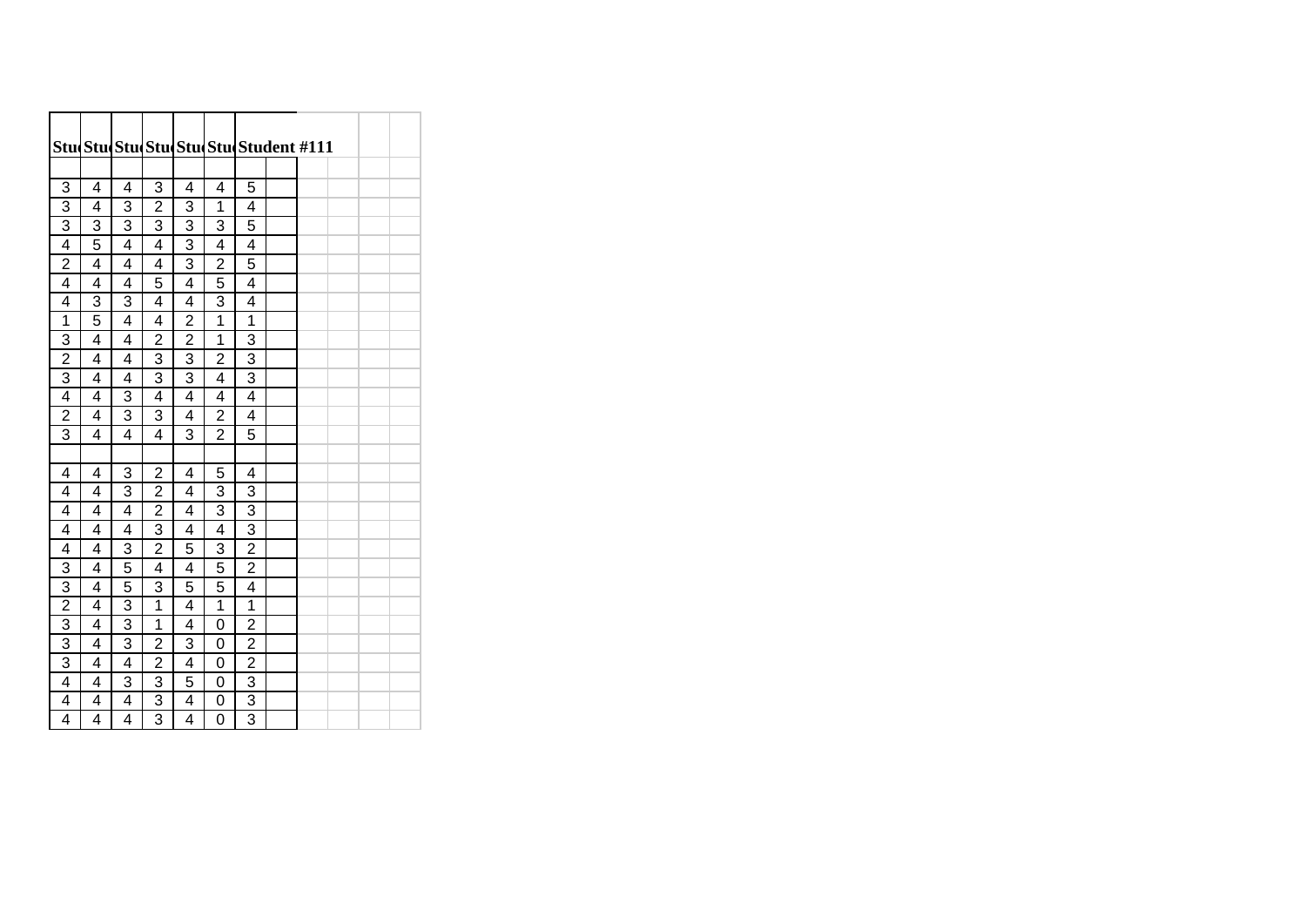| Stu | Stu | Stu | Stu | Stu | Stu | Student #111 | |
|---|---|---|---|---|---|---|---|
| | | | | | | | |
| 3 | 4 | 4 | 3 | 4 | 4 | 5 | |
| 3 | 4 | 3 | 2 | 3 | 1 | 4 | |
| 3 | 3 | 3 | 3 | 3 | 3 | 5 | |
| 4 | 5 | 4 | 4 | 3 | 4 | 4 | |
| 2 | 4 | 4 | 4 | 3 | 2 | 5 | |
| 4 | 4 | 4 | 5 | 4 | 5 | 4 | |
| 4 | 3 | 3 | 4 | 4 | 3 | 4 | |
| 1 | 5 | 4 | 4 | 2 | 1 | 1 | |
| 3 | 4 | 4 | 2 | 2 | 1 | 3 | |
| 2 | 4 | 4 | 3 | 3 | 2 | 3 | |
| 3 | 4 | 4 | 3 | 3 | 4 | 3 | |
| 4 | 4 | 3 | 4 | 4 | 4 | 4 | |
| 2 | 4 | 3 | 3 | 4 | 2 | 4 | |
| 3 | 4 | 4 | 4 | 3 | 2 | 5 | |
| | | | | | | | |
| 4 | 4 | 3 | 2 | 4 | 5 | 4 | |
| 4 | 4 | 3 | 2 | 4 | 3 | 3 | |
| 4 | 4 | 4 | 2 | 4 | 3 | 3 | |
| 4 | 4 | 4 | 3 | 4 | 4 | 3 | |
| 4 | 4 | 3 | 2 | 5 | 3 | 2 | |
| 3 | 4 | 5 | 4 | 4 | 5 | 2 | |
| 3 | 4 | 5 | 3 | 5 | 5 | 4 | |
| 2 | 4 | 3 | 1 | 4 | 1 | 1 | |
| 3 | 4 | 3 | 1 | 4 | 0 | 2 | |
| 3 | 4 | 3 | 2 | 3 | 0 | 2 | |
| 3 | 4 | 4 | 2 | 4 | 0 | 2 | |
| 4 | 4 | 3 | 3 | 5 | 0 | 3 | |
| 4 | 4 | 4 | 3 | 4 | 0 | 3 | |
| 4 | 4 | 4 | 3 | 4 | 0 | 3 | |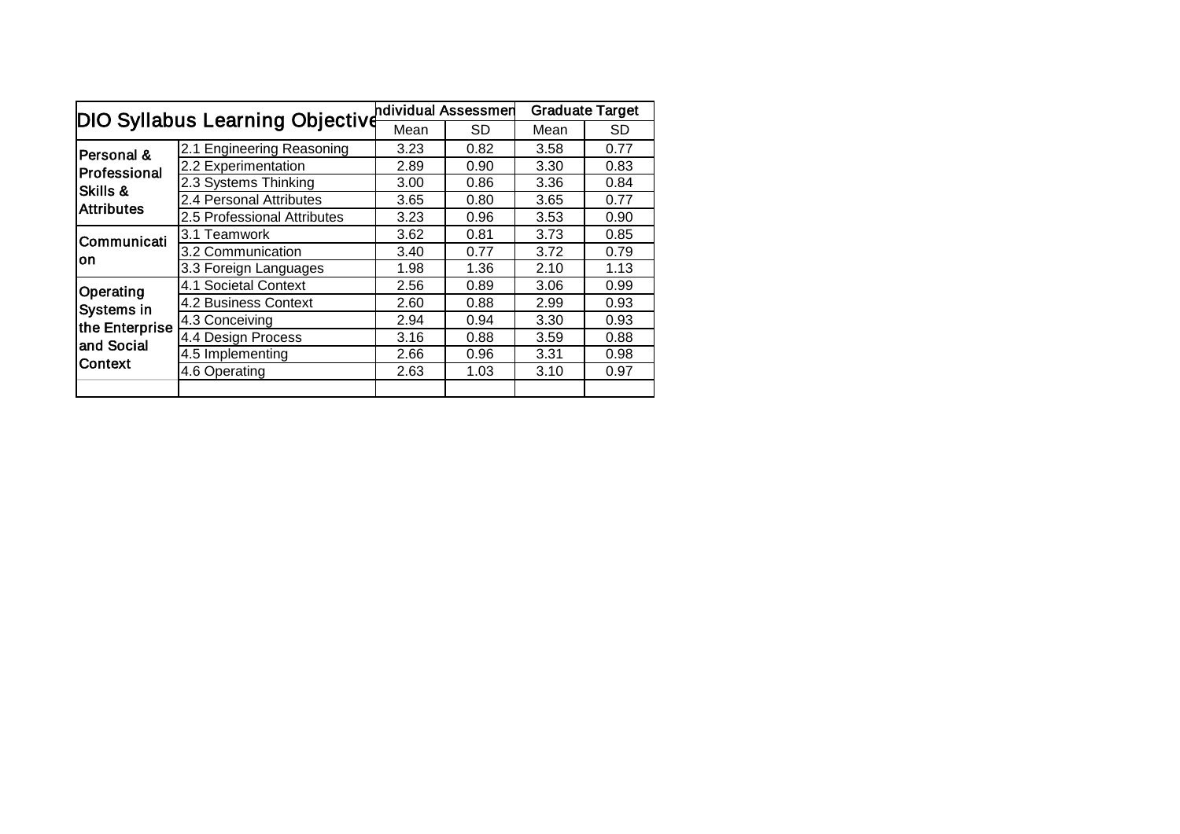| CDIO Syllabus Learning Objective | | Individual Assessment | | Graduate Target | |
|---|---|---|---|---|---|
| | | Mean | SD | Mean | SD |
| Personal & Professional Skills & Attributes | 2.1 Engineering Reasoning | 3.23 | 0.82 | 3.58 | 0.77 |
| | 2.2 Experimentation | 2.89 | 0.90 | 3.30 | 0.83 |
| | 2.3 Systems Thinking | 3.00 | 0.86 | 3.36 | 0.84 |
| | 2.4 Personal Attributes | 3.65 | 0.80 | 3.65 | 0.77 |
| | 2.5 Professional Attributes | 3.23 | 0.96 | 3.53 | 0.90 |
| Communication | 3.1 Teamwork | 3.62 | 0.81 | 3.73 | 0.85 |
| | 3.2 Communication | 3.40 | 0.77 | 3.72 | 0.79 |
| | 3.3 Foreign Languages | 1.98 | 1.36 | 2.10 | 1.13 |
| Operating Systems in the Enterprise and Social Context | 4.1 Societal Context | 2.56 | 0.89 | 3.06 | 0.99 |
| | 4.2 Business Context | 2.60 | 0.88 | 2.99 | 0.93 |
| | 4.3 Conceiving | 2.94 | 0.94 | 3.30 | 0.93 |
| | 4.4 Design Process | 3.16 | 0.88 | 3.59 | 0.88 |
| | 4.5 Implementing | 2.66 | 0.96 | 3.31 | 0.98 |
| | 4.6 Operating | 2.63 | 1.03 | 3.10 | 0.97 |
| | | | | | |